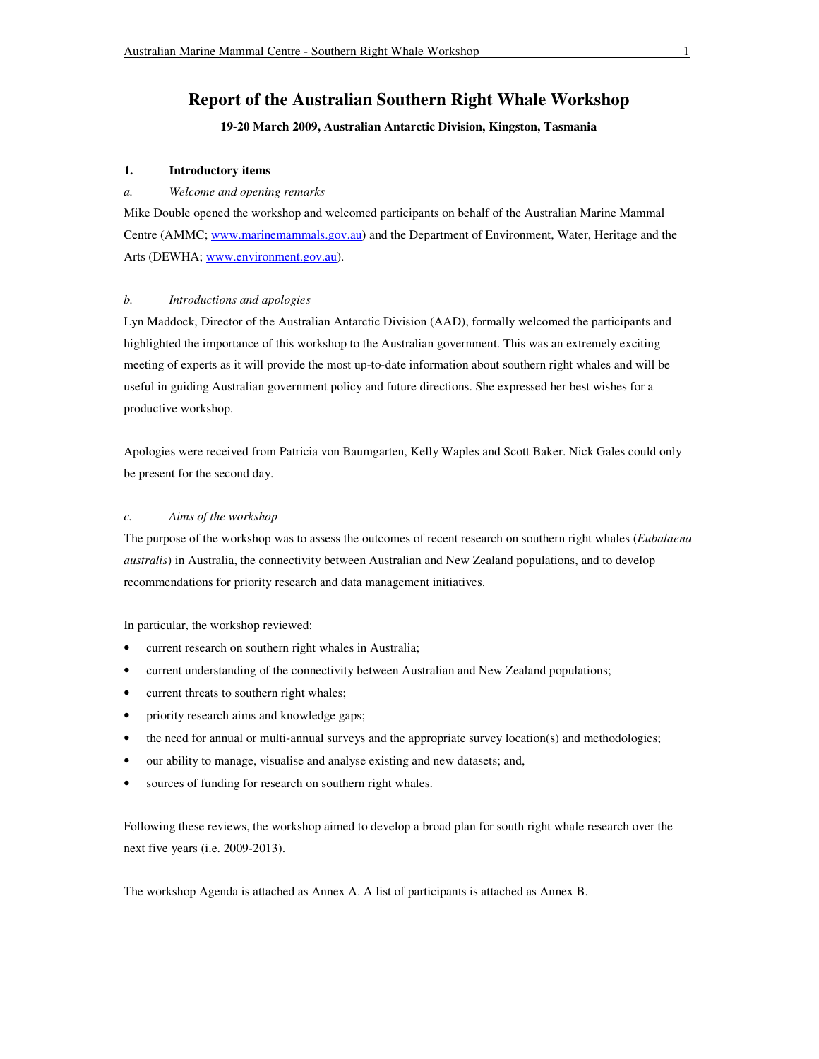# Report of the Australian Southern Right Whale Workshop

**19-20 March 2009, Australian Antarctic Division, Kingston, Tasmania**

## 1. Introductory items

### *a. Welcome and opening remarks*

Mike Double opened the workshop and welcomed participants on behalf of the Australian Marine Mammal Centre (AMMC; www.marinemammals.gov.au) and the Department of Environment, Water, Heritage and the Arts (DEWHA; www.environment.gov.au).

### *b. Introductions and apologies*

Lyn Maddock, Director of the Australian Antarctic Division (AAD), formally welcomed the participants and highlighted the importance of this workshop to the Australian government. This was an extremely exciting meeting of experts as it will provide the most up-to-date information about southern right whales and will be useful in guiding Australian government policy and future directions. She expressed her best wishes for a productive workshop.

Apologies were received from Patricia von Baumgarten, Kelly Waples and Scott Baker. Nick Gales could only be present for the second day.

### *c. Aims of the workshop*

The purpose of the workshop was to assess the outcomes of recent research on southern right whales (*Eubalaena australis*) in Australia, the connectivity between Australian and New Zealand populations, and to develop recommendations for priority research and data management initiatives.

In particular, the workshop reviewed:

- current research on southern right whales in Australia;
- current understanding of the connectivity between Australian and New Zealand populations;
- current threats to southern right whales;
- priority research aims and knowledge gaps;
- the need for annual or multi-annual surveys and the appropriate survey location(s) and methodologies;
- our ability to manage, visualise and analyse existing and new datasets; and,
- sources of funding for research on southern right whales.

Following these reviews, the workshop aimed to develop a broad plan for south right whale research over the next five years (i.e. 2009-2013).

The workshop Agenda is attached as Annex A. A list of participants is attached as Annex B.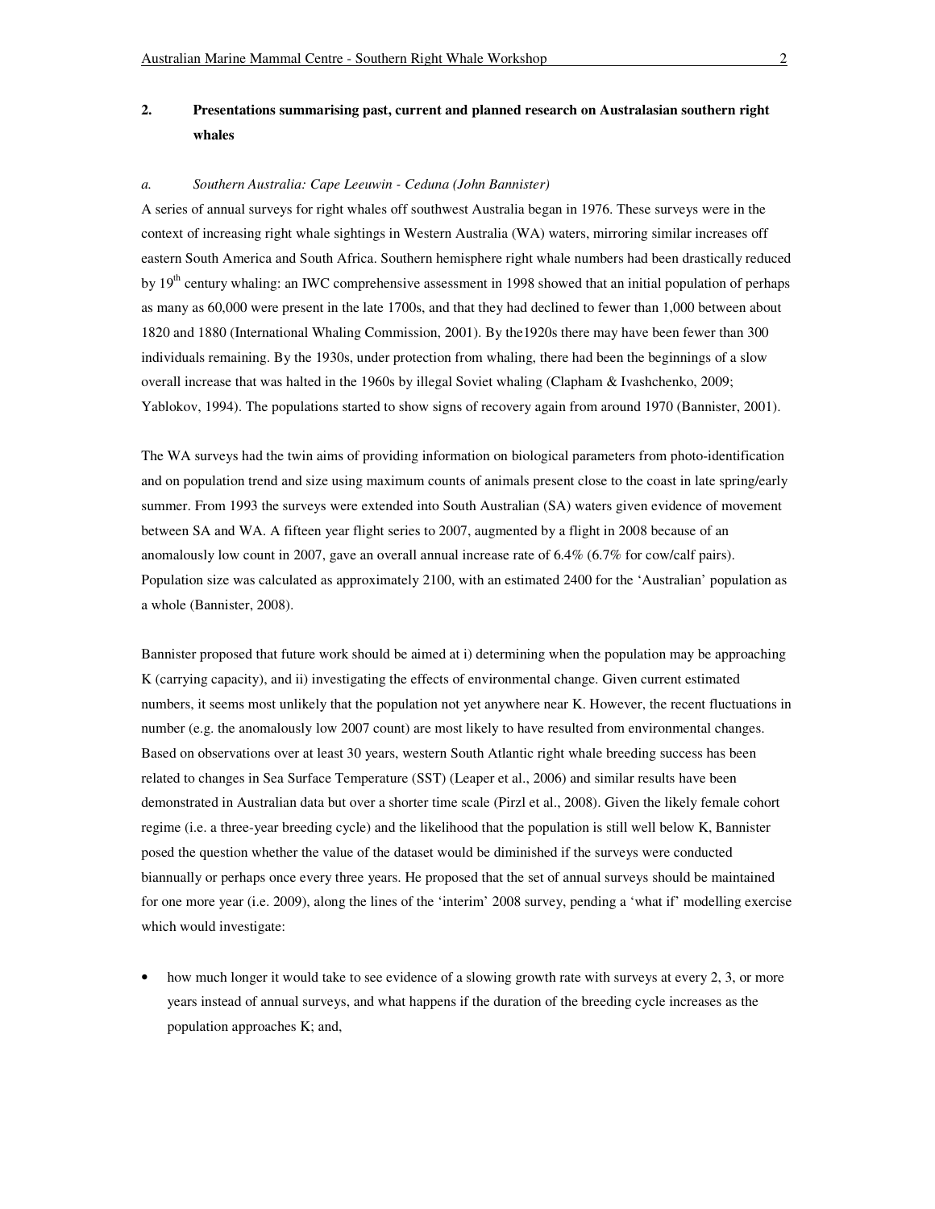## 2. Presentations summarising past, current and planned research on Australasian southern right whales

### *a. Southern Australia: Cape Leeuwin - Ceduna (John Bannister)*

A series of annual surveys for right whales off southwest Australia began in 1976. These surveys were in the context of increasing right whale sightings in Western Australia (WA) waters, mirroring similar increases off eastern South America and South Africa. Southern hemisphere right whale numbers had been drastically reduced by 19th century whaling: an IWC comprehensive assessment in 1998 showed that an initial population of perhaps as many as 60,000 were present in the late 1700s, and that they had declined to fewer than 1,000 between about 1820 and 1880 (International Whaling Commission, 2001). By the1920s there may have been fewer than 300 individuals remaining. By the 1930s, under protection from whaling, there had been the beginnings of a slow overall increase that was halted in the 1960s by illegal Soviet whaling (Clapham & Ivashchenko, 2009; Yablokov, 1994). The populations started to show signs of recovery again from around 1970 (Bannister, 2001).

The WA surveys had the twin aims of providing information on biological parameters from photo-identification and on population trend and size using maximum counts of animals present close to the coast in late spring/early summer. From 1993 the surveys were extended into South Australian (SA) waters given evidence of movement between SA and WA. A fifteen year flight series to 2007, augmented by a flight in 2008 because of an anomalously low count in 2007, gave an overall annual increase rate of 6.4% (6.7% for cow/calf pairs). Population size was calculated as approximately 2100, with an estimated 2400 for the 'Australian' population as a whole (Bannister, 2008).

Bannister proposed that future work should be aimed at i) determining when the population may be approaching K (carrying capacity), and ii) investigating the effects of environmental change. Given current estimated numbers, it seems most unlikely that the population not yet anywhere near K. However, the recent fluctuations in number (e.g. the anomalously low 2007 count) are most likely to have resulted from environmental changes. Based on observations over at least 30 years, western South Atlantic right whale breeding success has been related to changes in Sea Surface Temperature (SST) (Leaper et al., 2006) and similar results have been demonstrated in Australian data but over a shorter time scale (Pirzl et al., 2008). Given the likely female cohort regime (i.e. a three-year breeding cycle) and the likelihood that the population is still well below K, Bannister posed the question whether the value of the dataset would be diminished if the surveys were conducted biannually or perhaps once every three years. He proposed that the set of annual surveys should be maintained for one more year (i.e. 2009), along the lines of the 'interim' 2008 survey, pending a 'what if' modelling exercise which would investigate:

- how much longer it would take to see evidence of a slowing growth rate with surveys at every 2, 3, or more years instead of annual surveys, and what happens if the duration of the breeding cycle increases as the population approaches K; and,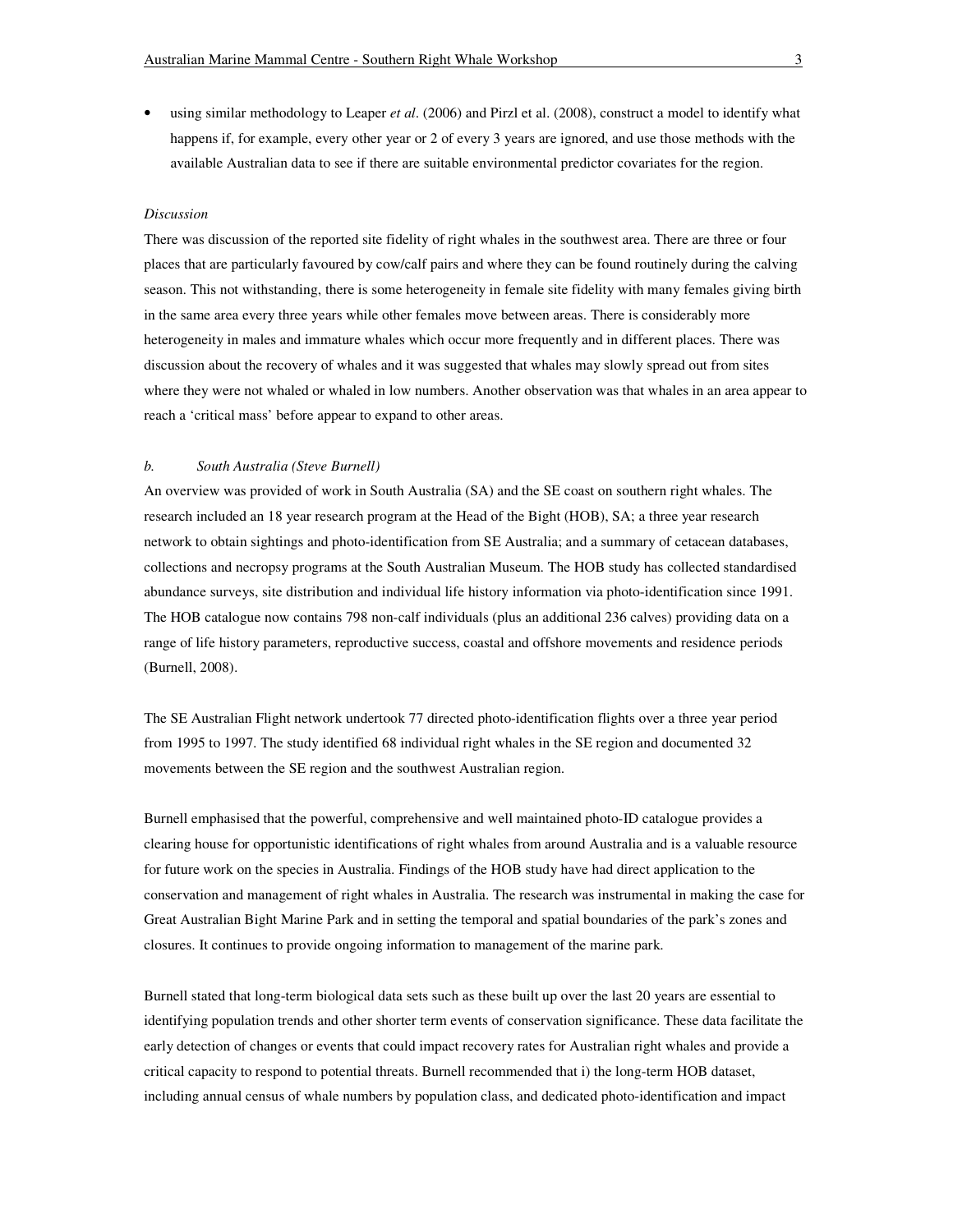- using similar methodology to Leaper *et al*. (2006) and Pirzl et al. (2008), construct a model to identify what happens if, for example, every other year or 2 of every 3 years are ignored, and use those methods with the available Australian data to see if there are suitable environmental predictor covariates for the region.

*Discussion*

There was discussion of the reported site fidelity of right whales in the southwest area. There are three or four places that are particularly favoured by cow/calf pairs and where they can be found routinely during the calving season. This not withstanding, there is some heterogeneity in female site fidelity with many females giving birth in the same area every three years while other females move between areas. There is considerably more heterogeneity in males and immature whales which occur more frequently and in different places. There was discussion about the recovery of whales and it was suggested that whales may slowly spread out from sites where they were not whaled or whaled in low numbers. Another observation was that whales in an area appear to reach a 'critical mass' before appear to expand to other areas.

*b. South Australia (Steve Burnell)*

An overview was provided of work in South Australia (SA) and the SE coast on southern right whales. The research included an 18 year research program at the Head of the Bight (HOB), SA; a three year research network to obtain sightings and photo-identification from SE Australia; and a summary of cetacean databases, collections and necropsy programs at the South Australian Museum. The HOB study has collected standardised abundance surveys, site distribution and individual life history information via photo-identification since 1991. The HOB catalogue now contains 798 non-calf individuals (plus an additional 236 calves) providing data on a range of life history parameters, reproductive success, coastal and offshore movements and residence periods (Burnell, 2008).

The SE Australian Flight network undertook 77 directed photo-identification flights over a three year period from 1995 to 1997. The study identified 68 individual right whales in the SE region and documented 32 movements between the SE region and the southwest Australian region.

Burnell emphasised that the powerful, comprehensive and well maintained photo-ID catalogue provides a clearing house for opportunistic identifications of right whales from around Australia and is a valuable resource for future work on the species in Australia. Findings of the HOB study have had direct application to the conservation and management of right whales in Australia. The research was instrumental in making the case for Great Australian Bight Marine Park and in setting the temporal and spatial boundaries of the park's zones and closures. It continues to provide ongoing information to management of the marine park.

Burnell stated that long-term biological data sets such as these built up over the last 20 years are essential to identifying population trends and other shorter term events of conservation significance. These data facilitate the early detection of changes or events that could impact recovery rates for Australian right whales and provide a critical capacity to respond to potential threats. Burnell recommended that i) the long-term HOB dataset, including annual census of whale numbers by population class, and dedicated photo-identification and impact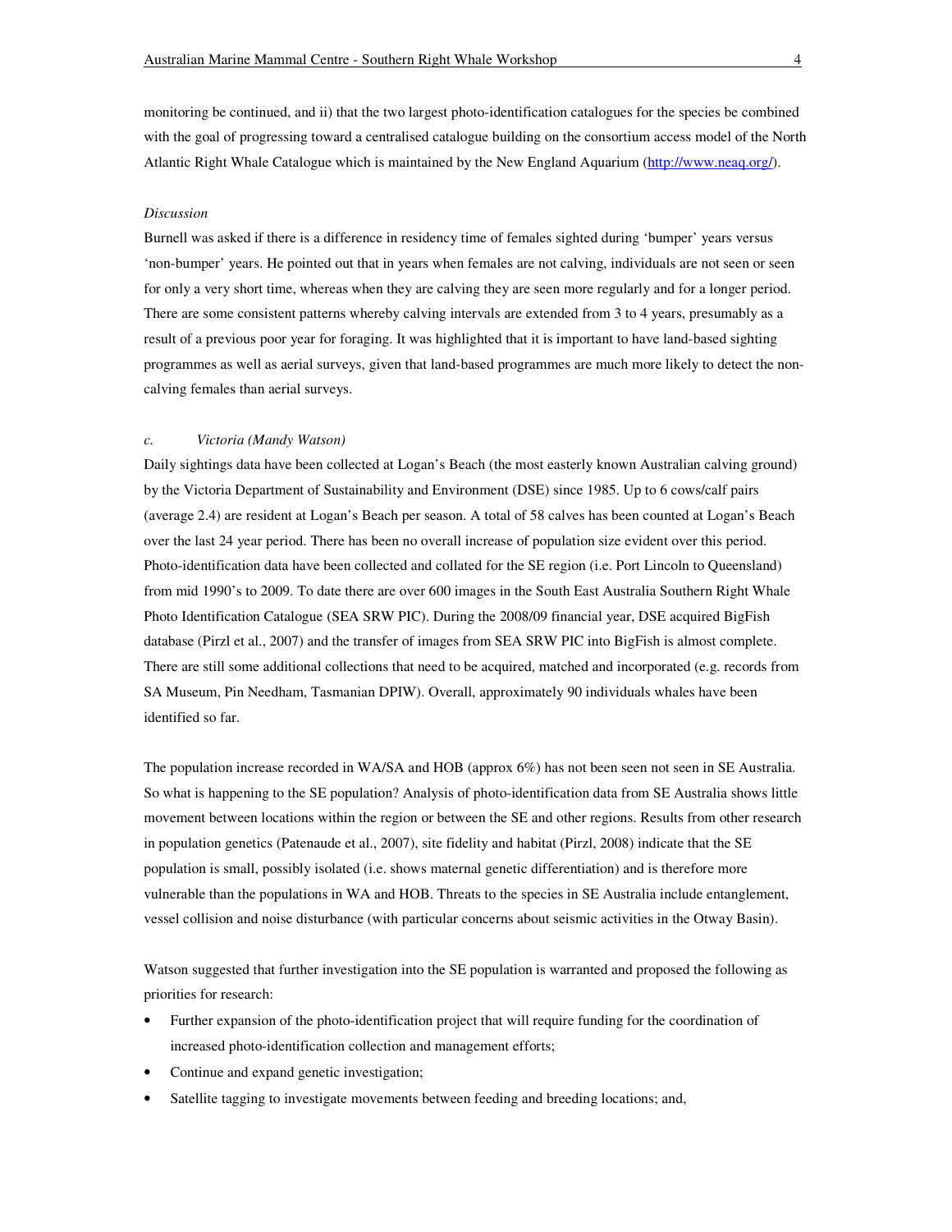monitoring be continued, and ii) that the two largest photo-identification catalogues for the species be combined with the goal of progressing toward a centralised catalogue building on the consortium access model of the North Atlantic Right Whale Catalogue which is maintained by the New England Aquarium (http://www.neaq.org/).

*Discussion*

Burnell was asked if there is a difference in residency time of females sighted during 'bumper' years versus 'non-bumper' years. He pointed out that in years when females are not calving, individuals are not seen or seen for only a very short time, whereas when they are calving they are seen more regularly and for a longer period. There are some consistent patterns whereby calving intervals are extended from 3 to 4 years, presumably as a result of a previous poor year for foraging. It was highlighted that it is important to have land-based sighting programmes as well as aerial surveys, given that land-based programmes are much more likely to detect the non-calving females than aerial surveys.

*c. Victoria (Mandy Watson)*

Daily sightings data have been collected at Logan's Beach (the most easterly known Australian calving ground) by the Victoria Department of Sustainability and Environment (DSE) since 1985. Up to 6 cows/calf pairs (average 2.4) are resident at Logan's Beach per season. A total of 58 calves has been counted at Logan's Beach over the last 24 year period. There has been no overall increase of population size evident over this period. Photo-identification data have been collected and collated for the SE region (i.e. Port Lincoln to Queensland) from mid 1990's to 2009. To date there are over 600 images in the South East Australia Southern Right Whale Photo Identification Catalogue (SEA SRW PIC). During the 2008/09 financial year, DSE acquired BigFish database (Pirzl et al., 2007) and the transfer of images from SEA SRW PIC into BigFish is almost complete. There are still some additional collections that need to be acquired, matched and incorporated (e.g. records from SA Museum, Pin Needham, Tasmanian DPIW). Overall, approximately 90 individuals whales have been identified so far.

The population increase recorded in WA/SA and HOB (approx 6%) has not been seen not seen in SE Australia. So what is happening to the SE population? Analysis of photo-identification data from SE Australia shows little movement between locations within the region or between the SE and other regions. Results from other research in population genetics (Patenaude et al., 2007), site fidelity and habitat (Pirzl, 2008) indicate that the SE population is small, possibly isolated (i.e. shows maternal genetic differentiation) and is therefore more vulnerable than the populations in WA and HOB. Threats to the species in SE Australia include entanglement, vessel collision and noise disturbance (with particular concerns about seismic activities in the Otway Basin).

Watson suggested that further investigation into the SE population is warranted and proposed the following as priorities for research:

- Further expansion of the photo-identification project that will require funding for the coordination of increased photo-identification collection and management efforts;
- Continue and expand genetic investigation;
- Satellite tagging to investigate movements between feeding and breeding locations; and,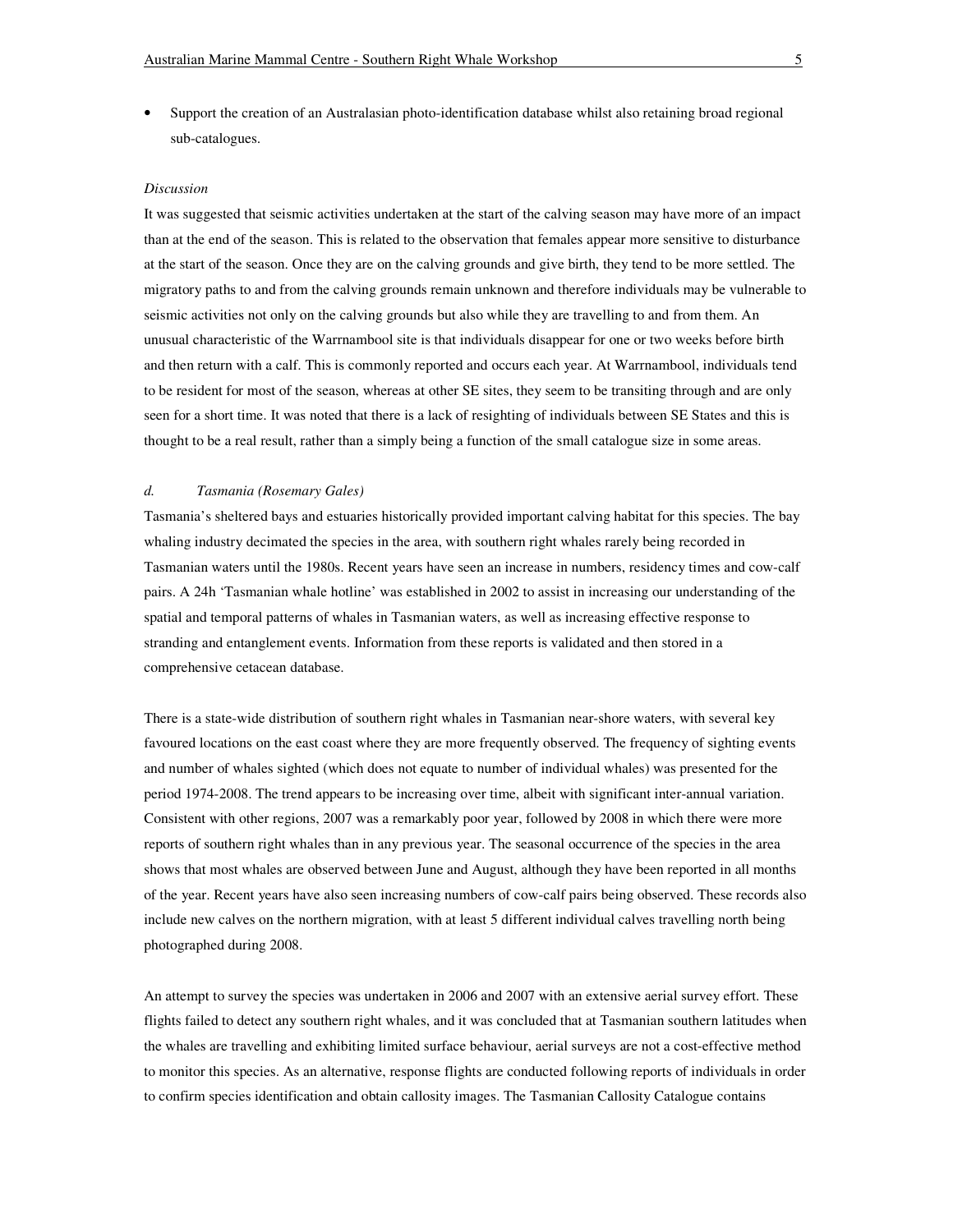- Support the creation of an Australasian photo-identification database whilst also retaining broad regional sub-catalogues.

*Discussion*

It was suggested that seismic activities undertaken at the start of the calving season may have more of an impact than at the end of the season. This is related to the observation that females appear more sensitive to disturbance at the start of the season. Once they are on the calving grounds and give birth, they tend to be more settled. The migratory paths to and from the calving grounds remain unknown and therefore individuals may be vulnerable to seismic activities not only on the calving grounds but also while they are travelling to and from them. An unusual characteristic of the Warrnambool site is that individuals disappear for one or two weeks before birth and then return with a calf. This is commonly reported and occurs each year. At Warrnambool, individuals tend to be resident for most of the season, whereas at other SE sites, they seem to be transiting through and are only seen for a short time. It was noted that there is a lack of resighting of individuals between SE States and this is thought to be a real result, rather than a simply being a function of the small catalogue size in some areas.

### *d. Tasmania (Rosemary Gales)*

Tasmania's sheltered bays and estuaries historically provided important calving habitat for this species. The bay whaling industry decimated the species in the area, with southern right whales rarely being recorded in Tasmanian waters until the 1980s. Recent years have seen an increase in numbers, residency times and cow-calf pairs. A 24h 'Tasmanian whale hotline' was established in 2002 to assist in increasing our understanding of the spatial and temporal patterns of whales in Tasmanian waters, as well as increasing effective response to stranding and entanglement events. Information from these reports is validated and then stored in a comprehensive cetacean database.

There is a state-wide distribution of southern right whales in Tasmanian near-shore waters, with several key favoured locations on the east coast where they are more frequently observed. The frequency of sighting events and number of whales sighted (which does not equate to number of individual whales) was presented for the period 1974-2008. The trend appears to be increasing over time, albeit with significant inter-annual variation. Consistent with other regions, 2007 was a remarkably poor year, followed by 2008 in which there were more reports of southern right whales than in any previous year. The seasonal occurrence of the species in the area shows that most whales are observed between June and August, although they have been reported in all months of the year. Recent years have also seen increasing numbers of cow-calf pairs being observed. These records also include new calves on the northern migration, with at least 5 different individual calves travelling north being photographed during 2008.

An attempt to survey the species was undertaken in 2006 and 2007 with an extensive aerial survey effort. These flights failed to detect any southern right whales, and it was concluded that at Tasmanian southern latitudes when the whales are travelling and exhibiting limited surface behaviour, aerial surveys are not a cost-effective method to monitor this species. As an alternative, response flights are conducted following reports of individuals in order to confirm species identification and obtain callosity images. The Tasmanian Callosity Catalogue contains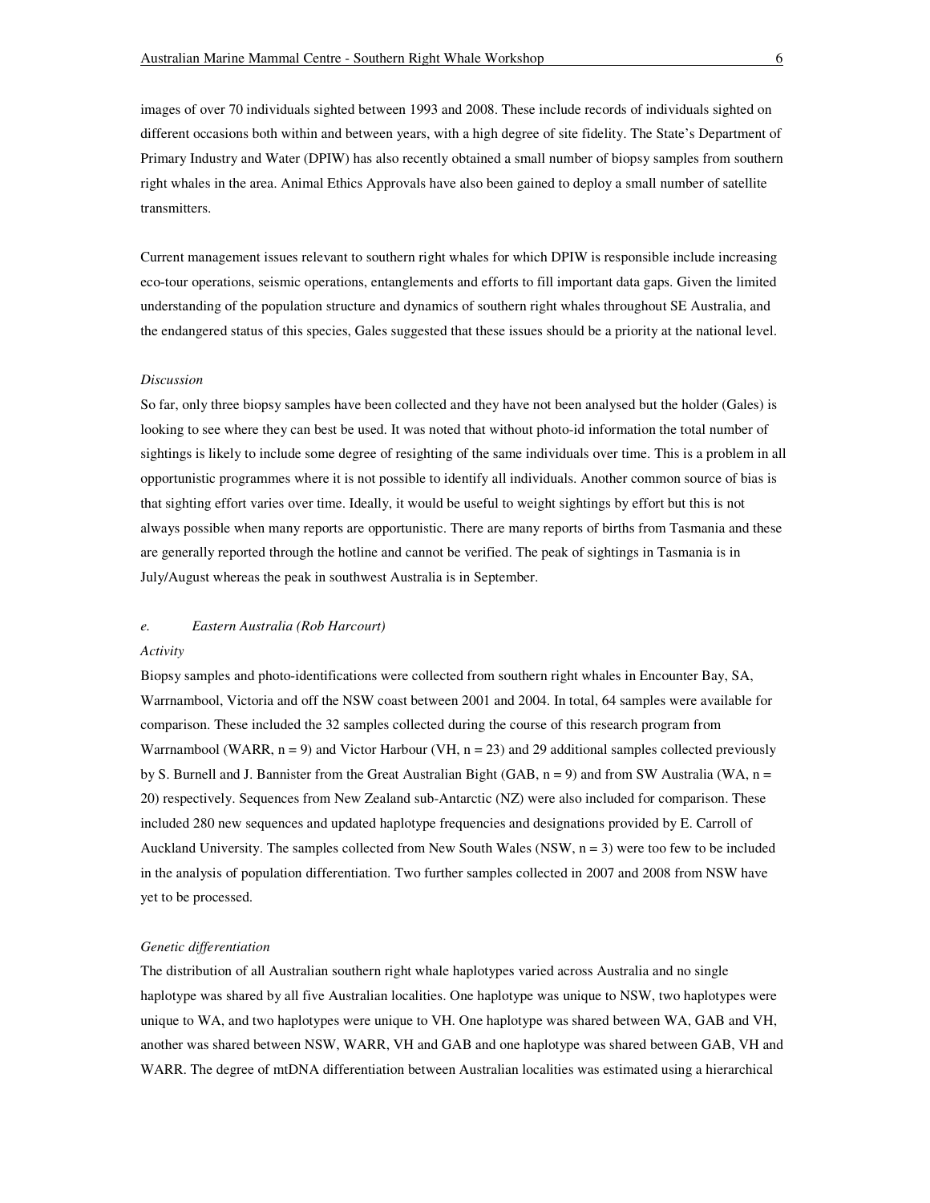images of over 70 individuals sighted between 1993 and 2008. These include records of individuals sighted on different occasions both within and between years, with a high degree of site fidelity. The State's Department of Primary Industry and Water (DPIW) has also recently obtained a small number of biopsy samples from southern right whales in the area. Animal Ethics Approvals have also been gained to deploy a small number of satellite transmitters.

Current management issues relevant to southern right whales for which DPIW is responsible include increasing eco-tour operations, seismic operations, entanglements and efforts to fill important data gaps. Given the limited understanding of the population structure and dynamics of southern right whales throughout SE Australia, and the endangered status of this species, Gales suggested that these issues should be a priority at the national level.

*Discussion*

So far, only three biopsy samples have been collected and they have not been analysed but the holder (Gales) is looking to see where they can best be used. It was noted that without photo-id information the total number of sightings is likely to include some degree of resighting of the same individuals over time. This is a problem in all opportunistic programmes where it is not possible to identify all individuals. Another common source of bias is that sighting effort varies over time. Ideally, it would be useful to weight sightings by effort but this is not always possible when many reports are opportunistic. There are many reports of births from Tasmania and these are generally reported through the hotline and cannot be verified. The peak of sightings in Tasmania is in July/August whereas the peak in southwest Australia is in September.

*e. Eastern Australia (Rob Harcourt)*

*Activity*

Biopsy samples and photo-identifications were collected from southern right whales in Encounter Bay, SA, Warrnambool, Victoria and off the NSW coast between 2001 and 2004. In total, 64 samples were available for comparison. These included the 32 samples collected during the course of this research program from Warrnambool (WARR, n = 9) and Victor Harbour (VH, n = 23) and 29 additional samples collected previously by S. Burnell and J. Bannister from the Great Australian Bight (GAB, n = 9) and from SW Australia (WA, n = 20) respectively. Sequences from New Zealand sub-Antarctic (NZ) were also included for comparison. These included 280 new sequences and updated haplotype frequencies and designations provided by E. Carroll of Auckland University. The samples collected from New South Wales (NSW, n = 3) were too few to be included in the analysis of population differentiation. Two further samples collected in 2007 and 2008 from NSW have yet to be processed.

*Genetic differentiation*

The distribution of all Australian southern right whale haplotypes varied across Australia and no single haplotype was shared by all five Australian localities. One haplotype was unique to NSW, two haplotypes were unique to WA, and two haplotypes were unique to VH. One haplotype was shared between WA, GAB and VH, another was shared between NSW, WARR, VH and GAB and one haplotype was shared between GAB, VH and WARR. The degree of mtDNA differentiation between Australian localities was estimated using a hierarchical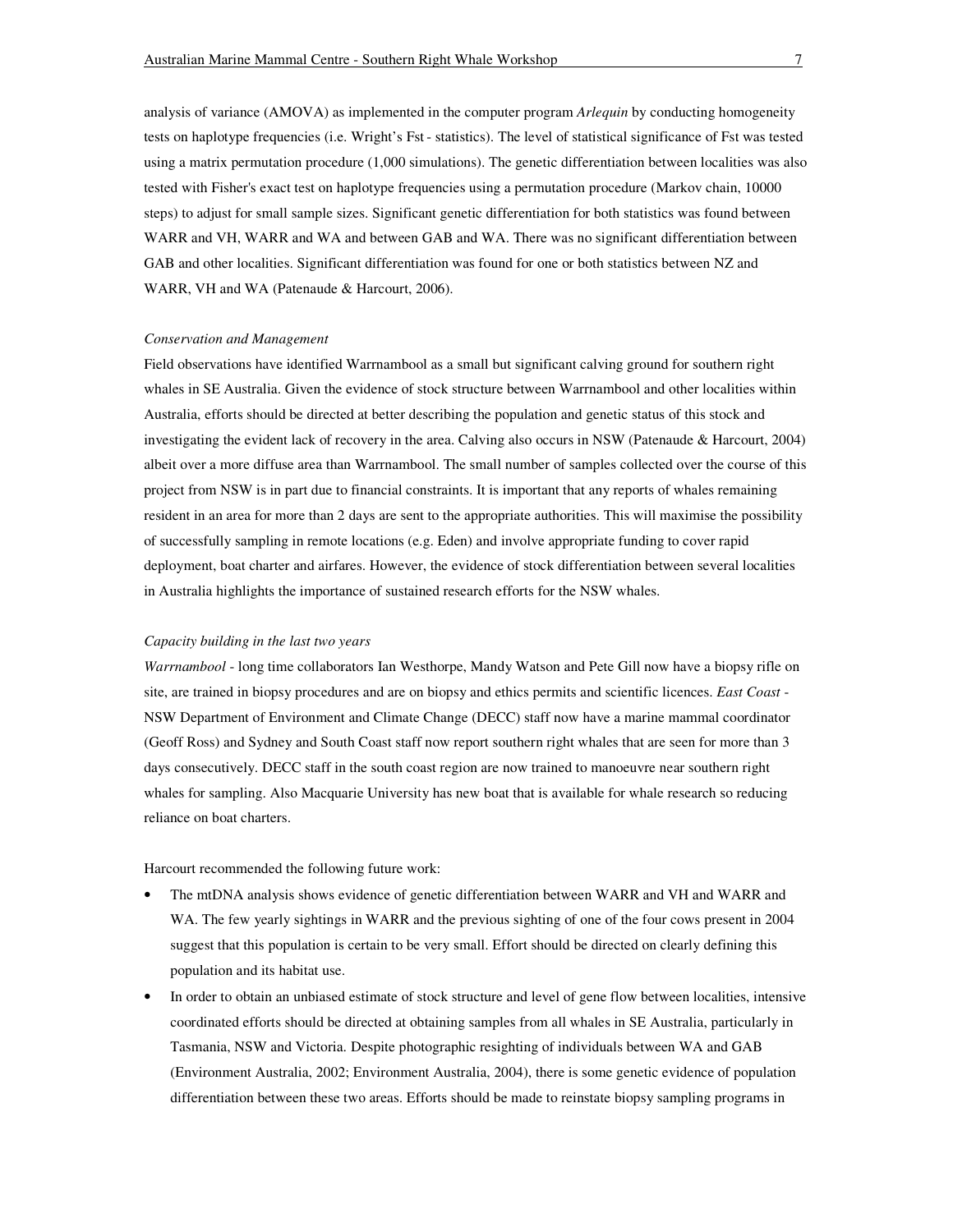analysis of variance (AMOVA) as implemented in the computer program *Arlequin* by conducting homogeneity tests on haplotype frequencies (i.e. Wright's Fst - statistics). The level of statistical significance of Fst was tested using a matrix permutation procedure (1,000 simulations). The genetic differentiation between localities was also tested with Fisher's exact test on haplotype frequencies using a permutation procedure (Markov chain, 10000 steps) to adjust for small sample sizes. Significant genetic differentiation for both statistics was found between WARR and VH, WARR and WA and between GAB and WA. There was no significant differentiation between GAB and other localities. Significant differentiation was found for one or both statistics between NZ and WARR, VH and WA (Patenaude & Harcourt, 2006).

*Conservation and Management*

Field observations have identified Warrnambool as a small but significant calving ground for southern right whales in SE Australia. Given the evidence of stock structure between Warrnambool and other localities within Australia, efforts should be directed at better describing the population and genetic status of this stock and investigating the evident lack of recovery in the area. Calving also occurs in NSW (Patenaude & Harcourt, 2004) albeit over a more diffuse area than Warrnambool. The small number of samples collected over the course of this project from NSW is in part due to financial constraints. It is important that any reports of whales remaining resident in an area for more than 2 days are sent to the appropriate authorities. This will maximise the possibility of successfully sampling in remote locations (e.g. Eden) and involve appropriate funding to cover rapid deployment, boat charter and airfares. However, the evidence of stock differentiation between several localities in Australia highlights the importance of sustained research efforts for the NSW whales.

*Capacity building in the last two years*

*Warrnambool* - long time collaborators Ian Westhorpe, Mandy Watson and Pete Gill now have a biopsy rifle on site, are trained in biopsy procedures and are on biopsy and ethics permits and scientific licences. *East Coast* - NSW Department of Environment and Climate Change (DECC) staff now have a marine mammal coordinator (Geoff Ross) and Sydney and South Coast staff now report southern right whales that are seen for more than 3 days consecutively. DECC staff in the south coast region are now trained to manoeuvre near southern right whales for sampling. Also Macquarie University has new boat that is available for whale research so reducing reliance on boat charters.

Harcourt recommended the following future work:

- The mtDNA analysis shows evidence of genetic differentiation between WARR and VH and WARR and WA. The few yearly sightings in WARR and the previous sighting of one of the four cows present in 2004 suggest that this population is certain to be very small. Effort should be directed on clearly defining this population and its habitat use.
- In order to obtain an unbiased estimate of stock structure and level of gene flow between localities, intensive coordinated efforts should be directed at obtaining samples from all whales in SE Australia, particularly in Tasmania, NSW and Victoria. Despite photographic resighting of individuals between WA and GAB (Environment Australia, 2002; Environment Australia, 2004), there is some genetic evidence of population differentiation between these two areas. Efforts should be made to reinstate biopsy sampling programs in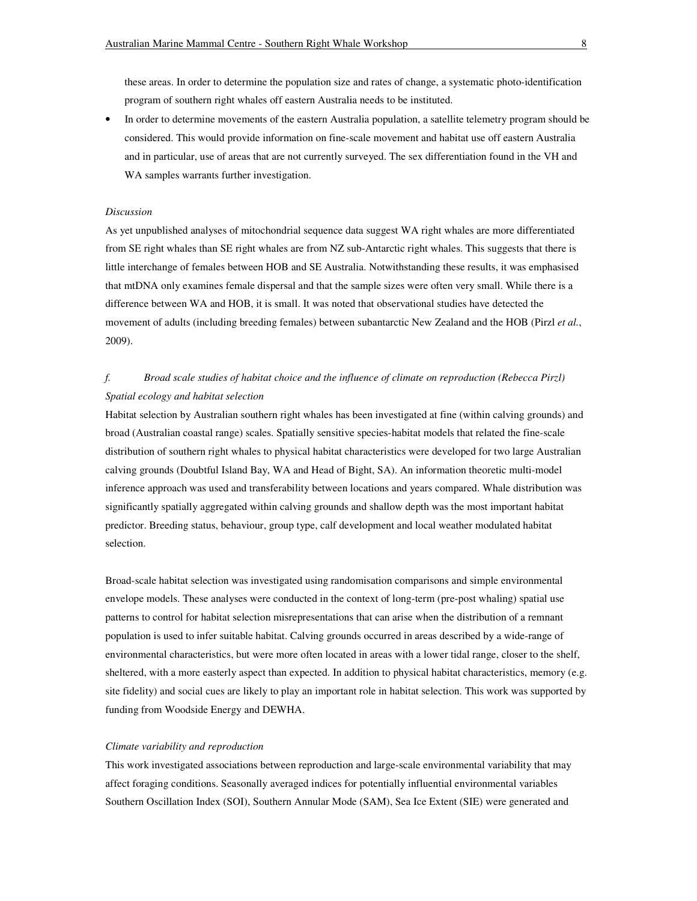these areas. In order to determine the population size and rates of change, a systematic photo-identification program of southern right whales off eastern Australia needs to be instituted.

- In order to determine movements of the eastern Australia population, a satellite telemetry program should be considered. This would provide information on fine-scale movement and habitat use off eastern Australia and in particular, use of areas that are not currently surveyed. The sex differentiation found in the VH and WA samples warrants further investigation.

*Discussion*

As yet unpublished analyses of mitochondrial sequence data suggest WA right whales are more differentiated from SE right whales than SE right whales are from NZ sub-Antarctic right whales. This suggests that there is little interchange of females between HOB and SE Australia. Notwithstanding these results, it was emphasised that mtDNA only examines female dispersal and that the sample sizes were often very small. While there is a difference between WA and HOB, it is small. It was noted that observational studies have detected the movement of adults (including breeding females) between subantarctic New Zealand and the HOB (Pirzl *et al.*, 2009).

*f. Broad scale studies of habitat choice and the influence of climate on reproduction (Rebecca Pirzl)*

*Spatial ecology and habitat selection*

Habitat selection by Australian southern right whales has been investigated at fine (within calving grounds) and broad (Australian coastal range) scales. Spatially sensitive species-habitat models that related the fine-scale distribution of southern right whales to physical habitat characteristics were developed for two large Australian calving grounds (Doubtful Island Bay, WA and Head of Bight, SA). An information theoretic multi-model inference approach was used and transferability between locations and years compared. Whale distribution was significantly spatially aggregated within calving grounds and shallow depth was the most important habitat predictor. Breeding status, behaviour, group type, calf development and local weather modulated habitat selection.

Broad-scale habitat selection was investigated using randomisation comparisons and simple environmental envelope models. These analyses were conducted in the context of long-term (pre-post whaling) spatial use patterns to control for habitat selection misrepresentations that can arise when the distribution of a remnant population is used to infer suitable habitat. Calving grounds occurred in areas described by a wide-range of environmental characteristics, but were more often located in areas with a lower tidal range, closer to the shelf, sheltered, with a more easterly aspect than expected. In addition to physical habitat characteristics, memory (e.g. site fidelity) and social cues are likely to play an important role in habitat selection. This work was supported by funding from Woodside Energy and DEWHA.

*Climate variability and reproduction*

This work investigated associations between reproduction and large-scale environmental variability that may affect foraging conditions. Seasonally averaged indices for potentially influential environmental variables Southern Oscillation Index (SOI), Southern Annular Mode (SAM), Sea Ice Extent (SIE) were generated and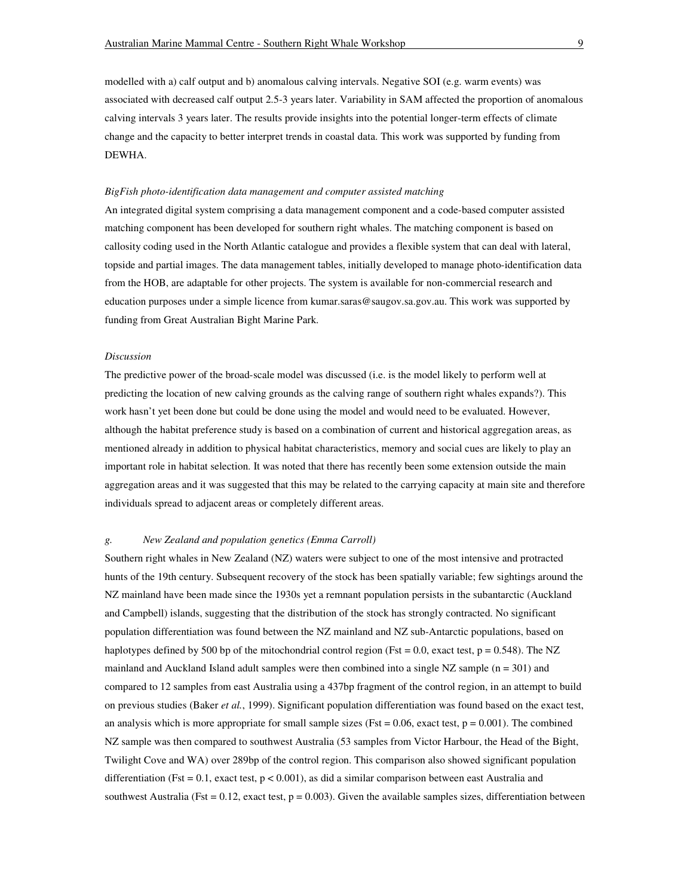modelled with a) calf output and b) anomalous calving intervals. Negative SOI (e.g. warm events) was associated with decreased calf output 2.5-3 years later. Variability in SAM affected the proportion of anomalous calving intervals 3 years later. The results provide insights into the potential longer-term effects of climate change and the capacity to better interpret trends in coastal data. This work was supported by funding from DEWHA.

*BigFish photo-identification data management and computer assisted matching*

An integrated digital system comprising a data management component and a code-based computer assisted matching component has been developed for southern right whales. The matching component is based on callosity coding used in the North Atlantic catalogue and provides a flexible system that can deal with lateral, topside and partial images. The data management tables, initially developed to manage photo-identification data from the HOB, are adaptable for other projects. The system is available for non-commercial research and education purposes under a simple licence from kumar.saras@saugov.sa.gov.au. This work was supported by funding from Great Australian Bight Marine Park.

*Discussion*

The predictive power of the broad-scale model was discussed (i.e. is the model likely to perform well at predicting the location of new calving grounds as the calving range of southern right whales expands?). This work hasn't yet been done but could be done using the model and would need to be evaluated. However, although the habitat preference study is based on a combination of current and historical aggregation areas, as mentioned already in addition to physical habitat characteristics, memory and social cues are likely to play an important role in habitat selection. It was noted that there has recently been some extension outside the main aggregation areas and it was suggested that this may be related to the carrying capacity at main site and therefore individuals spread to adjacent areas or completely different areas.

*g. New Zealand and population genetics (Emma Carroll)*

Southern right whales in New Zealand (NZ) waters were subject to one of the most intensive and protracted hunts of the 19th century. Subsequent recovery of the stock has been spatially variable; few sightings around the NZ mainland have been made since the 1930s yet a remnant population persists in the subantarctic (Auckland and Campbell) islands, suggesting that the distribution of the stock has strongly contracted. No significant population differentiation was found between the NZ mainland and NZ sub-Antarctic populations, based on haplotypes defined by 500 bp of the mitochondrial control region ($F_{st} = 0.0$, exact test, $p = 0.548$). The NZ mainland and Auckland Island adult samples were then combined into a single NZ sample ($n = 301$) and compared to 12 samples from east Australia using a 437bp fragment of the control region, in an attempt to build on previous studies (Baker *et al.*, 1999). Significant population differentiation was found based on the exact test, an analysis which is more appropriate for small sample sizes ($F_{st} = 0.06$, exact test, $p = 0.001$). The combined NZ sample was then compared to southwest Australia (53 samples from Victor Harbour, the Head of the Bight, Twilight Cove and WA) over 289bp of the control region. This comparison also showed significant population differentiation ($F_{st} = 0.1$, exact test, $p < 0.001$), as did a similar comparison between east Australia and southwest Australia ($F_{st} = 0.12$, exact test, $p = 0.003$). Given the available samples sizes, differentiation between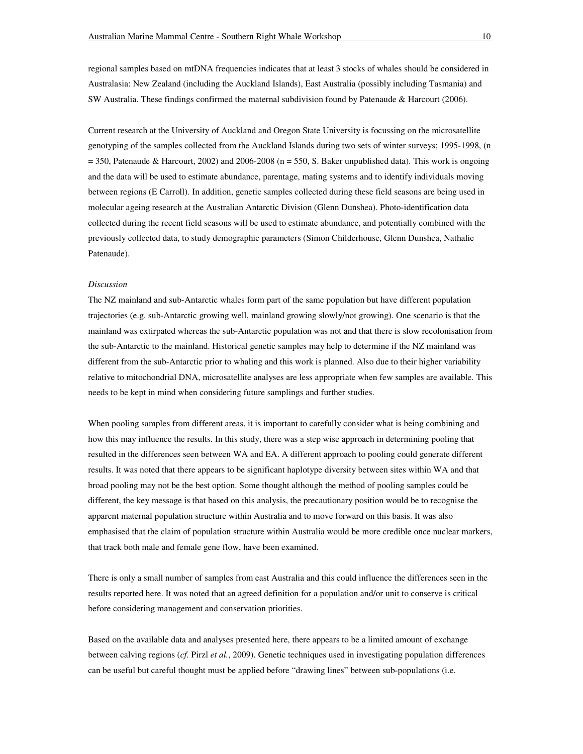regional samples based on mtDNA frequencies indicates that at least 3 stocks of whales should be considered in Australasia: New Zealand (including the Auckland Islands), East Australia (possibly including Tasmania) and SW Australia. These findings confirmed the maternal subdivision found by Patenaude & Harcourt (2006).

Current research at the University of Auckland and Oregon State University is focussing on the microsatellite genotyping of the samples collected from the Auckland Islands during two sets of winter surveys; 1995-1998, (n = 350, Patenaude & Harcourt, 2002) and 2006-2008 (n = 550, S. Baker unpublished data). This work is ongoing and the data will be used to estimate abundance, parentage, mating systems and to identify individuals moving between regions (E Carroll). In addition, genetic samples collected during these field seasons are being used in molecular ageing research at the Australian Antarctic Division (Glenn Dunshea). Photo-identification data collected during the recent field seasons will be used to estimate abundance, and potentially combined with the previously collected data, to study demographic parameters (Simon Childerhouse, Glenn Dunshea, Nathalie Patenaude).

*Discussion*

The NZ mainland and sub-Antarctic whales form part of the same population but have different population trajectories (e.g. sub-Antarctic growing well, mainland growing slowly/not growing). One scenario is that the mainland was extirpated whereas the sub-Antarctic population was not and that there is slow recolonisation from the sub-Antarctic to the mainland. Historical genetic samples may help to determine if the NZ mainland was different from the sub-Antarctic prior to whaling and this work is planned. Also due to their higher variability relative to mitochondrial DNA, microsatellite analyses are less appropriate when few samples are available. This needs to be kept in mind when considering future samplings and further studies.

When pooling samples from different areas, it is important to carefully consider what is being combining and how this may influence the results. In this study, there was a step wise approach in determining pooling that resulted in the differences seen between WA and EA. A different approach to pooling could generate different results. It was noted that there appears to be significant haplotype diversity between sites within WA and that broad pooling may not be the best option. Some thought although the method of pooling samples could be different, the key message is that based on this analysis, the precautionary position would be to recognise the apparent maternal population structure within Australia and to move forward on this basis. It was also emphasised that the claim of population structure within Australia would be more credible once nuclear markers, that track both male and female gene flow, have been examined.

There is only a small number of samples from east Australia and this could influence the differences seen in the results reported here. It was noted that an agreed definition for a population and/or unit to conserve is critical before considering management and conservation priorities.

Based on the available data and analyses presented here, there appears to be a limited amount of exchange between calving regions (*cf*. Pirzl *et al.*, 2009). Genetic techniques used in investigating population differences can be useful but careful thought must be applied before "drawing lines" between sub-populations (i.e.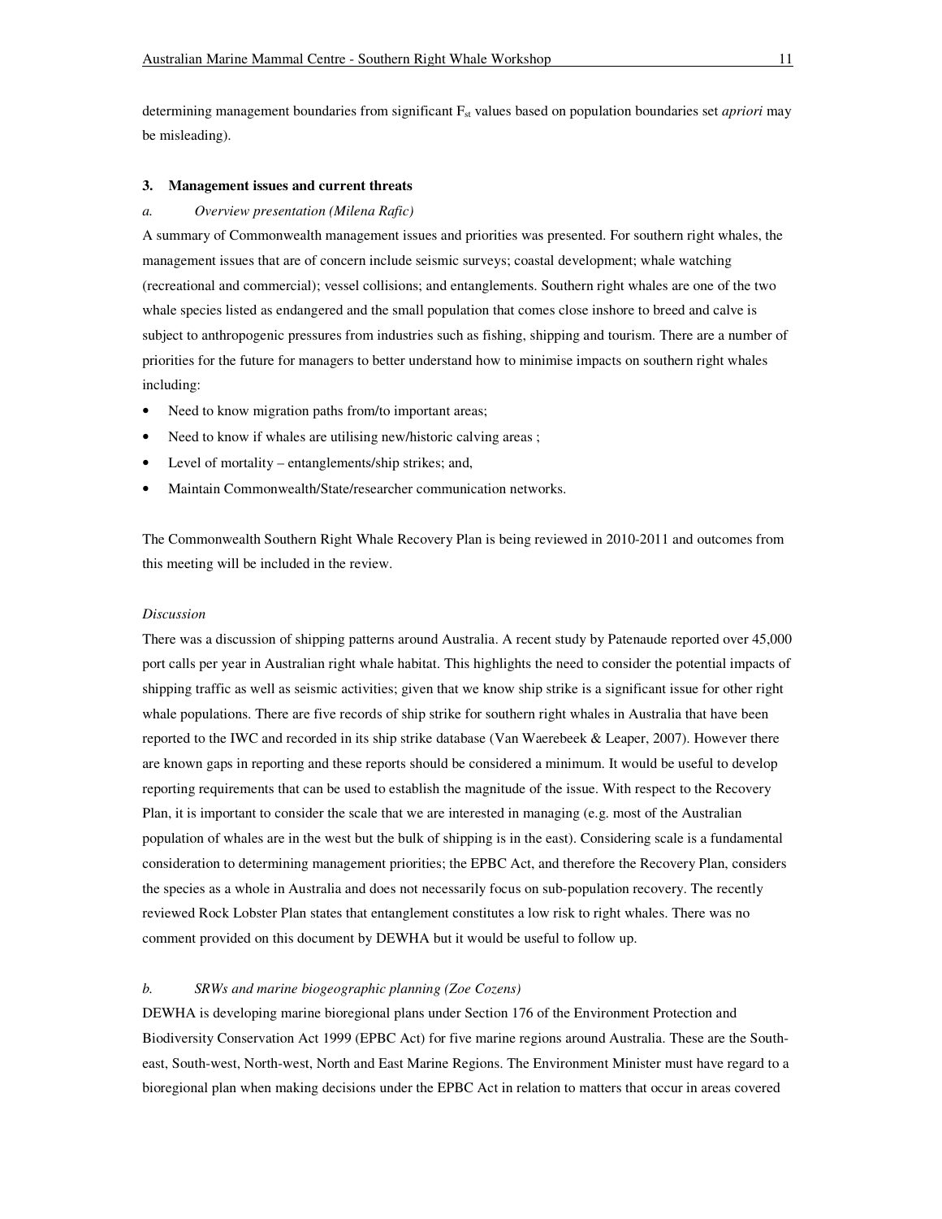determining management boundaries from significant $F_{st}$ values based on population boundaries set *apriori* may be misleading).

### 3. Management issues and current threats

#### *a. Overview presentation (Milena Rafic)*

A summary of Commonwealth management issues and priorities was presented. For southern right whales, the management issues that are of concern include seismic surveys; coastal development; whale watching (recreational and commercial); vessel collisions; and entanglements. Southern right whales are one of the two whale species listed as endangered and the small population that comes close inshore to breed and calve is subject to anthropogenic pressures from industries such as fishing, shipping and tourism. There are a number of priorities for the future for managers to better understand how to minimise impacts on southern right whales including:

- Need to know migration paths from/to important areas;
- Need to know if whales are utilising new/historic calving areas ;
- Level of mortality – entanglements/ship strikes; and,
- Maintain Commonwealth/State/researcher communication networks.

The Commonwealth Southern Right Whale Recovery Plan is being reviewed in 2010-2011 and outcomes from this meeting will be included in the review.

*Discussion*

There was a discussion of shipping patterns around Australia. A recent study by Patenaude reported over 45,000 port calls per year in Australian right whale habitat. This highlights the need to consider the potential impacts of shipping traffic as well as seismic activities; given that we know ship strike is a significant issue for other right whale populations. There are five records of ship strike for southern right whales in Australia that have been reported to the IWC and recorded in its ship strike database (Van Waerebeek & Leaper, 2007). However there are known gaps in reporting and these reports should be considered a minimum. It would be useful to develop reporting requirements that can be used to establish the magnitude of the issue. With respect to the Recovery Plan, it is important to consider the scale that we are interested in managing (e.g. most of the Australian population of whales are in the west but the bulk of shipping is in the east). Considering scale is a fundamental consideration to determining management priorities; the EPBC Act, and therefore the Recovery Plan, considers the species as a whole in Australia and does not necessarily focus on sub-population recovery. The recently reviewed Rock Lobster Plan states that entanglement constitutes a low risk to right whales. There was no comment provided on this document by DEWHA but it would be useful to follow up.

#### *b. SRWs and marine biogeographic planning (Zoe Cozens)*

DEWHA is developing marine bioregional plans under Section 176 of the Environment Protection and Biodiversity Conservation Act 1999 (EPBC Act) for five marine regions around Australia. These are the South-east, South-west, North-west, North and East Marine Regions. The Environment Minister must have regard to a bioregional plan when making decisions under the EPBC Act in relation to matters that occur in areas covered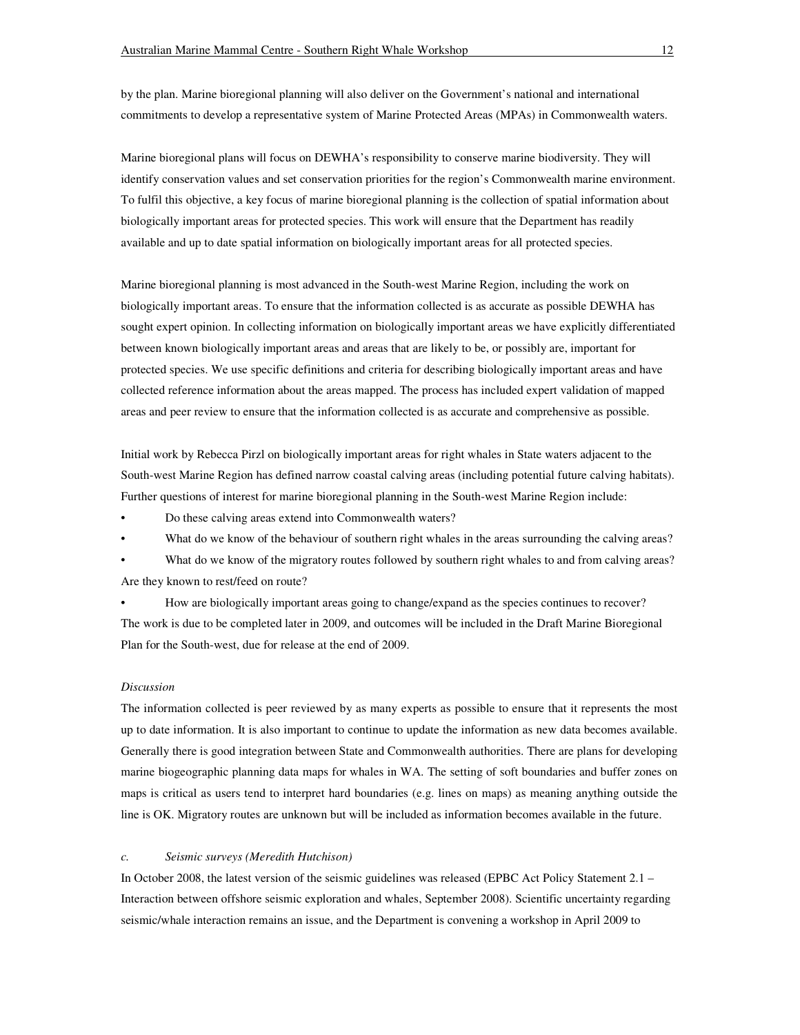by the plan. Marine bioregional planning will also deliver on the Government's national and international commitments to develop a representative system of Marine Protected Areas (MPAs) in Commonwealth waters.

Marine bioregional plans will focus on DEWHA's responsibility to conserve marine biodiversity. They will identify conservation values and set conservation priorities for the region's Commonwealth marine environment. To fulfil this objective, a key focus of marine bioregional planning is the collection of spatial information about biologically important areas for protected species. This work will ensure that the Department has readily available and up to date spatial information on biologically important areas for all protected species.

Marine bioregional planning is most advanced in the South-west Marine Region, including the work on biologically important areas. To ensure that the information collected is as accurate as possible DEWHA has sought expert opinion. In collecting information on biologically important areas we have explicitly differentiated between known biologically important areas and areas that are likely to be, or possibly are, important for protected species. We use specific definitions and criteria for describing biologically important areas and have collected reference information about the areas mapped. The process has included expert validation of mapped areas and peer review to ensure that the information collected is as accurate and comprehensive as possible.

Initial work by Rebecca Pirzl on biologically important areas for right whales in State waters adjacent to the South-west Marine Region has defined narrow coastal calving areas (including potential future calving habitats). Further questions of interest for marine bioregional planning in the South-west Marine Region include:

- Do these calving areas extend into Commonwealth waters?
- What do we know of the behaviour of southern right whales in the areas surrounding the calving areas?
- What do we know of the migratory routes followed by southern right whales to and from calving areas? Are they known to rest/feed on route?
- How are biologically important areas going to change/expand as the species continues to recover?

The work is due to be completed later in 2009, and outcomes will be included in the Draft Marine Bioregional Plan for the South-west, due for release at the end of 2009.

*Discussion*

The information collected is peer reviewed by as many experts as possible to ensure that it represents the most up to date information. It is also important to continue to update the information as new data becomes available. Generally there is good integration between State and Commonwealth authorities. There are plans for developing marine biogeographic planning data maps for whales in WA. The setting of soft boundaries and buffer zones on maps is critical as users tend to interpret hard boundaries (e.g. lines on maps) as meaning anything outside the line is OK. Migratory routes are unknown but will be included as information becomes available in the future.

*c. Seismic surveys (Meredith Hutchison)*

In October 2008, the latest version of the seismic guidelines was released (EPBC Act Policy Statement 2.1 – Interaction between offshore seismic exploration and whales, September 2008). Scientific uncertainty regarding seismic/whale interaction remains an issue, and the Department is convening a workshop in April 2009 to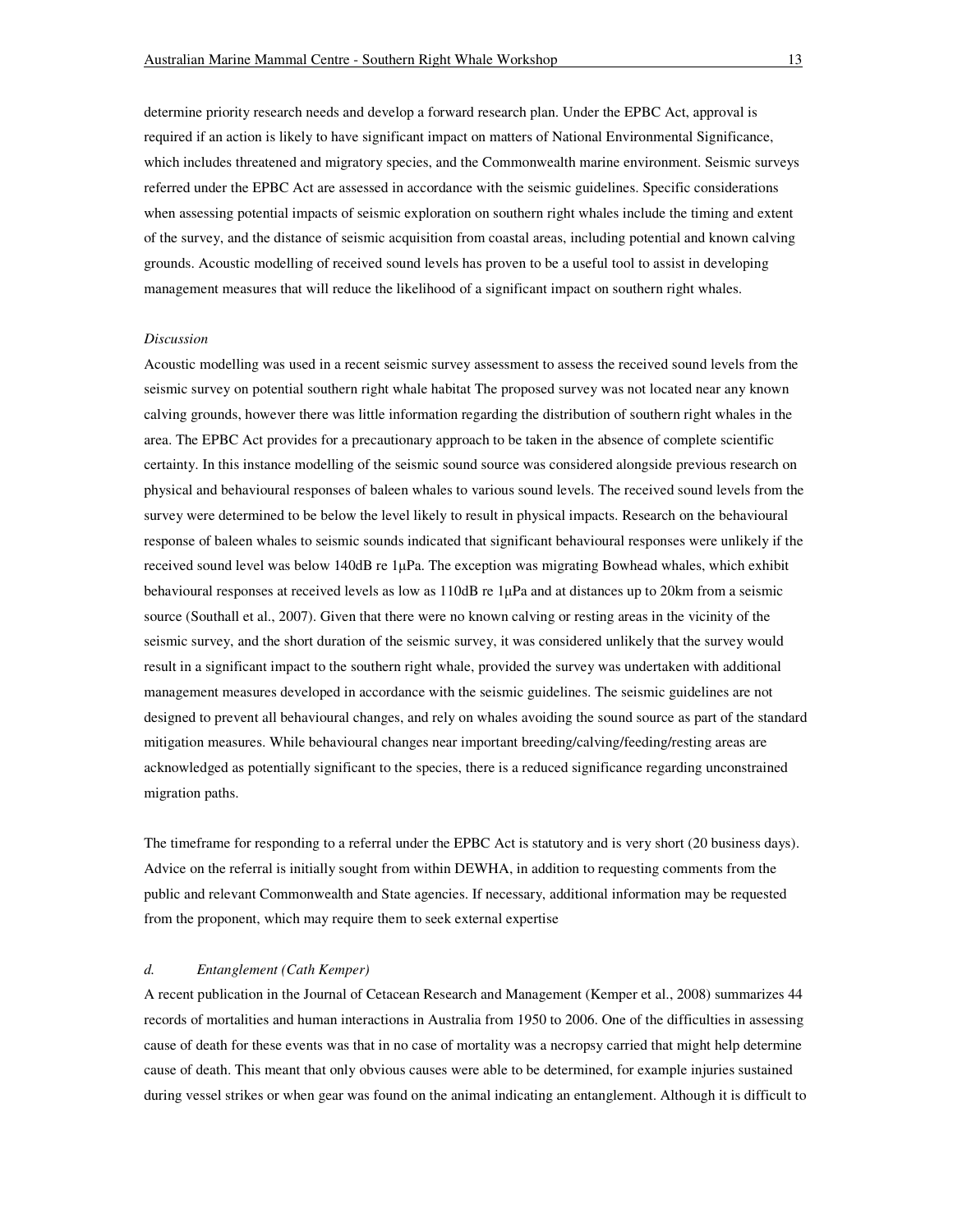determine priority research needs and develop a forward research plan. Under the EPBC Act, approval is required if an action is likely to have significant impact on matters of National Environmental Significance, which includes threatened and migratory species, and the Commonwealth marine environment. Seismic surveys referred under the EPBC Act are assessed in accordance with the seismic guidelines. Specific considerations when assessing potential impacts of seismic exploration on southern right whales include the timing and extent of the survey, and the distance of seismic acquisition from coastal areas, including potential and known calving grounds. Acoustic modelling of received sound levels has proven to be a useful tool to assist in developing management measures that will reduce the likelihood of a significant impact on southern right whales.

*Discussion*

Acoustic modelling was used in a recent seismic survey assessment to assess the received sound levels from the seismic survey on potential southern right whale habitat The proposed survey was not located near any known calving grounds, however there was little information regarding the distribution of southern right whales in the area. The EPBC Act provides for a precautionary approach to be taken in the absence of complete scientific certainty. In this instance modelling of the seismic sound source was considered alongside previous research on physical and behavioural responses of baleen whales to various sound levels. The received sound levels from the survey were determined to be below the level likely to result in physical impacts. Research on the behavioural response of baleen whales to seismic sounds indicated that significant behavioural responses were unlikely if the received sound level was below 140dB re 1μPa. The exception was migrating Bowhead whales, which exhibit behavioural responses at received levels as low as 110dB re 1μPa and at distances up to 20km from a seismic source (Southall et al., 2007). Given that there were no known calving or resting areas in the vicinity of the seismic survey, and the short duration of the seismic survey, it was considered unlikely that the survey would result in a significant impact to the southern right whale, provided the survey was undertaken with additional management measures developed in accordance with the seismic guidelines. The seismic guidelines are not designed to prevent all behavioural changes, and rely on whales avoiding the sound source as part of the standard mitigation measures. While behavioural changes near important breeding/calving/feeding/resting areas are acknowledged as potentially significant to the species, there is a reduced significance regarding unconstrained migration paths.

The timeframe for responding to a referral under the EPBC Act is statutory and is very short (20 business days). Advice on the referral is initially sought from within DEWHA, in addition to requesting comments from the public and relevant Commonwealth and State agencies. If necessary, additional information may be requested from the proponent, which may require them to seek external expertise

### *d. Entanglement (Cath Kemper)*

A recent publication in the Journal of Cetacean Research and Management (Kemper et al., 2008) summarizes 44 records of mortalities and human interactions in Australia from 1950 to 2006. One of the difficulties in assessing cause of death for these events was that in no case of mortality was a necropsy carried that might help determine cause of death. This meant that only obvious causes were able to be determined, for example injuries sustained during vessel strikes or when gear was found on the animal indicating an entanglement. Although it is difficult to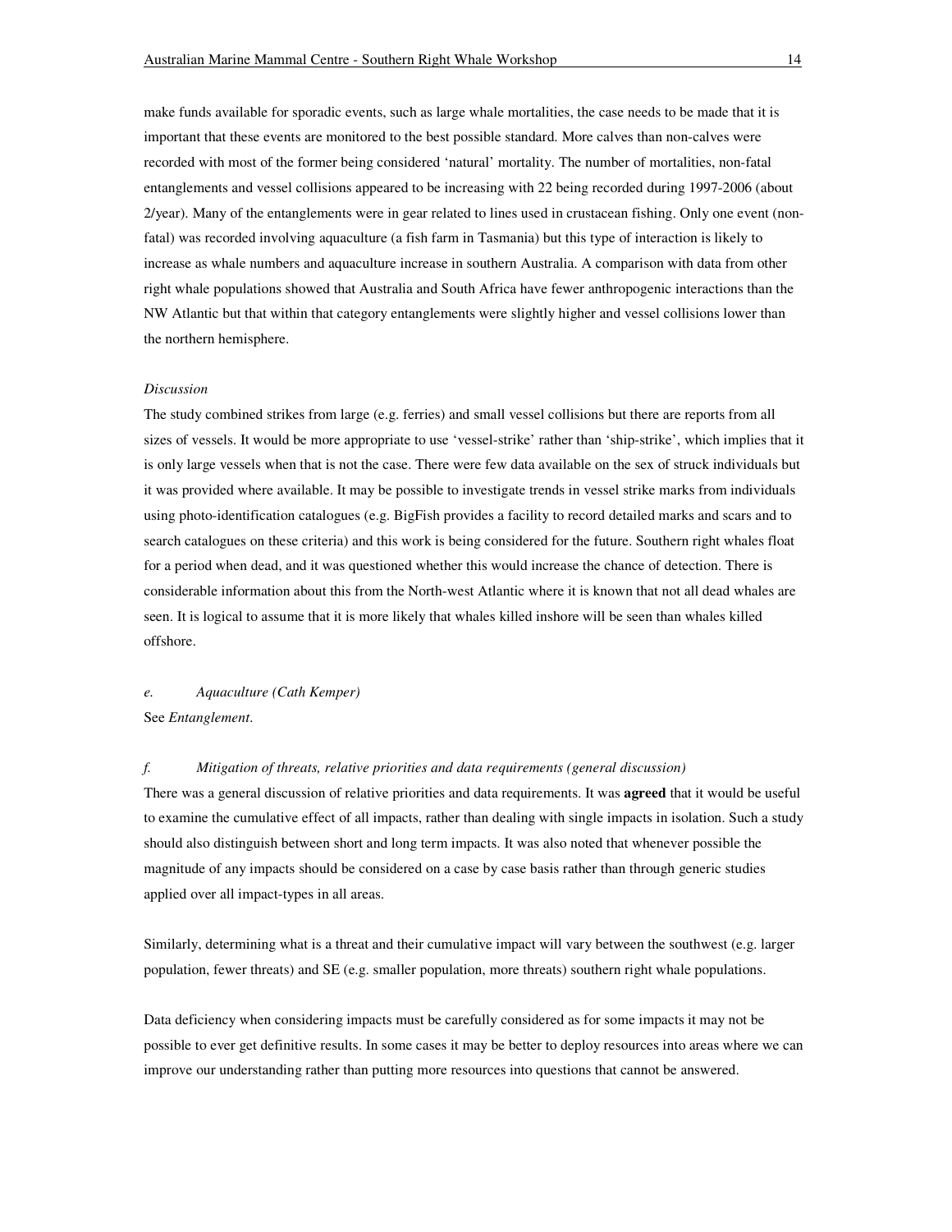make funds available for sporadic events, such as large whale mortalities, the case needs to be made that it is important that these events are monitored to the best possible standard. More calves than non-calves were recorded with most of the former being considered 'natural' mortality. The number of mortalities, non-fatal entanglements and vessel collisions appeared to be increasing with 22 being recorded during 1997-2006 (about 2/year). Many of the entanglements were in gear related to lines used in crustacean fishing. Only one event (non-fatal) was recorded involving aquaculture (a fish farm in Tasmania) but this type of interaction is likely to increase as whale numbers and aquaculture increase in southern Australia. A comparison with data from other right whale populations showed that Australia and South Africa have fewer anthropogenic interactions than the NW Atlantic but that within that category entanglements were slightly higher and vessel collisions lower than the northern hemisphere.

*Discussion*

The study combined strikes from large (e.g. ferries) and small vessel collisions but there are reports from all sizes of vessels. It would be more appropriate to use 'vessel-strike' rather than 'ship-strike', which implies that it is only large vessels when that is not the case. There were few data available on the sex of struck individuals but it was provided where available. It may be possible to investigate trends in vessel strike marks from individuals using photo-identification catalogues (e.g. BigFish provides a facility to record detailed marks and scars and to search catalogues on these criteria) and this work is being considered for the future. Southern right whales float for a period when dead, and it was questioned whether this would increase the chance of detection. There is considerable information about this from the North-west Atlantic where it is known that not all dead whales are seen. It is logical to assume that it is more likely that whales killed inshore will be seen than whales killed offshore.

*e. Aquaculture (Cath Kemper)*

See *Entanglement*.

*f. Mitigation of threats, relative priorities and data requirements (general discussion)*

There was a general discussion of relative priorities and data requirements. It was **agreed** that it would be useful to examine the cumulative effect of all impacts, rather than dealing with single impacts in isolation. Such a study should also distinguish between short and long term impacts. It was also noted that whenever possible the magnitude of any impacts should be considered on a case by case basis rather than through generic studies applied over all impact-types in all areas.

Similarly, determining what is a threat and their cumulative impact will vary between the southwest (e.g. larger population, fewer threats) and SE (e.g. smaller population, more threats) southern right whale populations.

Data deficiency when considering impacts must be carefully considered as for some impacts it may not be possible to ever get definitive results. In some cases it may be better to deploy resources into areas where we can improve our understanding rather than putting more resources into questions that cannot be answered.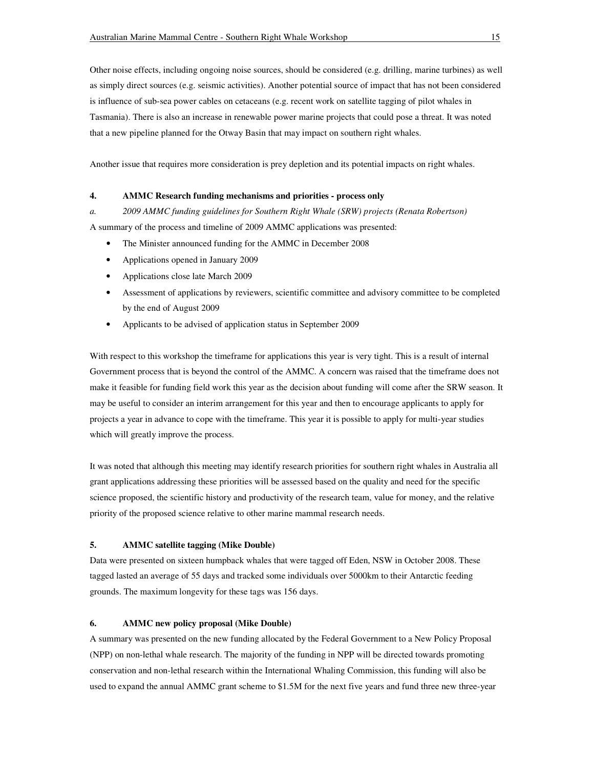Other noise effects, including ongoing noise sources, should be considered (e.g. drilling, marine turbines) as well as simply direct sources (e.g. seismic activities). Another potential source of impact that has not been considered is influence of sub-sea power cables on cetaceans (e.g. recent work on satellite tagging of pilot whales in Tasmania). There is also an increase in renewable power marine projects that could pose a threat. It was noted that a new pipeline planned for the Otway Basin that may impact on southern right whales.

Another issue that requires more consideration is prey depletion and its potential impacts on right whales.

### 4. AMMC Research funding mechanisms and priorities - process only

*a. 2009 AMMC funding guidelines for Southern Right Whale (SRW) projects (Renata Robertson)*

A summary of the process and timeline of 2009 AMMC applications was presented:

- The Minister announced funding for the AMMC in December 2008
- Applications opened in January 2009
- Applications close late March 2009
- Assessment of applications by reviewers, scientific committee and advisory committee to be completed by the end of August 2009
- Applicants to be advised of application status in September 2009

With respect to this workshop the timeframe for applications this year is very tight. This is a result of internal Government process that is beyond the control of the AMMC. A concern was raised that the timeframe does not make it feasible for funding field work this year as the decision about funding will come after the SRW season. It may be useful to consider an interim arrangement for this year and then to encourage applicants to apply for projects a year in advance to cope with the timeframe. This year it is possible to apply for multi-year studies which will greatly improve the process.

It was noted that although this meeting may identify research priorities for southern right whales in Australia all grant applications addressing these priorities will be assessed based on the quality and need for the specific science proposed, the scientific history and productivity of the research team, value for money, and the relative priority of the proposed science relative to other marine mammal research needs.

### 5. AMMC satellite tagging (Mike Double)

Data were presented on sixteen humpback whales that were tagged off Eden, NSW in October 2008. These tagged lasted an average of 55 days and tracked some individuals over 5000km to their Antarctic feeding grounds. The maximum longevity for these tags was 156 days.

### 6. AMMC new policy proposal (Mike Double)

A summary was presented on the new funding allocated by the Federal Government to a New Policy Proposal (NPP) on non-lethal whale research. The majority of the funding in NPP will be directed towards promoting conservation and non-lethal research within the International Whaling Commission, this funding will also be used to expand the annual AMMC grant scheme to $1.5M for the next five years and fund three new three-year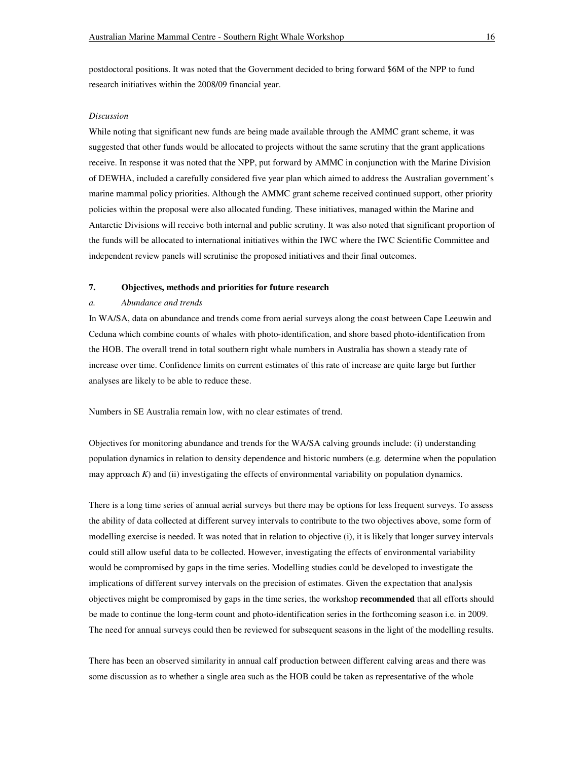postdoctoral positions. It was noted that the Government decided to bring forward $6M of the NPP to fund research initiatives within the 2008/09 financial year.

*Discussion*

While noting that significant new funds are being made available through the AMMC grant scheme, it was suggested that other funds would be allocated to projects without the same scrutiny that the grant applications receive. In response it was noted that the NPP, put forward by AMMC in conjunction with the Marine Division of DEWHA, included a carefully considered five year plan which aimed to address the Australian government's marine mammal policy priorities. Although the AMMC grant scheme received continued support, other priority policies within the proposal were also allocated funding. These initiatives, managed within the Marine and Antarctic Divisions will receive both internal and public scrutiny. It was also noted that significant proportion of the funds will be allocated to international initiatives within the IWC where the IWC Scientific Committee and independent review panels will scrutinise the proposed initiatives and their final outcomes.

## 7. Objectives, methods and priorities for future research

### *a. Abundance and trends*

In WA/SA, data on abundance and trends come from aerial surveys along the coast between Cape Leeuwin and Ceduna which combine counts of whales with photo-identification, and shore based photo-identification from the HOB. The overall trend in total southern right whale numbers in Australia has shown a steady rate of increase over time. Confidence limits on current estimates of this rate of increase are quite large but further analyses are likely to be able to reduce these.

Numbers in SE Australia remain low, with no clear estimates of trend.

Objectives for monitoring abundance and trends for the WA/SA calving grounds include: (i) understanding population dynamics in relation to density dependence and historic numbers (e.g. determine when the population may approach *K*) and (ii) investigating the effects of environmental variability on population dynamics.

There is a long time series of annual aerial surveys but there may be options for less frequent surveys. To assess the ability of data collected at different survey intervals to contribute to the two objectives above, some form of modelling exercise is needed. It was noted that in relation to objective (i), it is likely that longer survey intervals could still allow useful data to be collected. However, investigating the effects of environmental variability would be compromised by gaps in the time series. Modelling studies could be developed to investigate the implications of different survey intervals on the precision of estimates. Given the expectation that analysis objectives might be compromised by gaps in the time series, the workshop **recommended** that all efforts should be made to continue the long-term count and photo-identification series in the forthcoming season i.e. in 2009. The need for annual surveys could then be reviewed for subsequent seasons in the light of the modelling results.

There has been an observed similarity in annual calf production between different calving areas and there was some discussion as to whether a single area such as the HOB could be taken as representative of the whole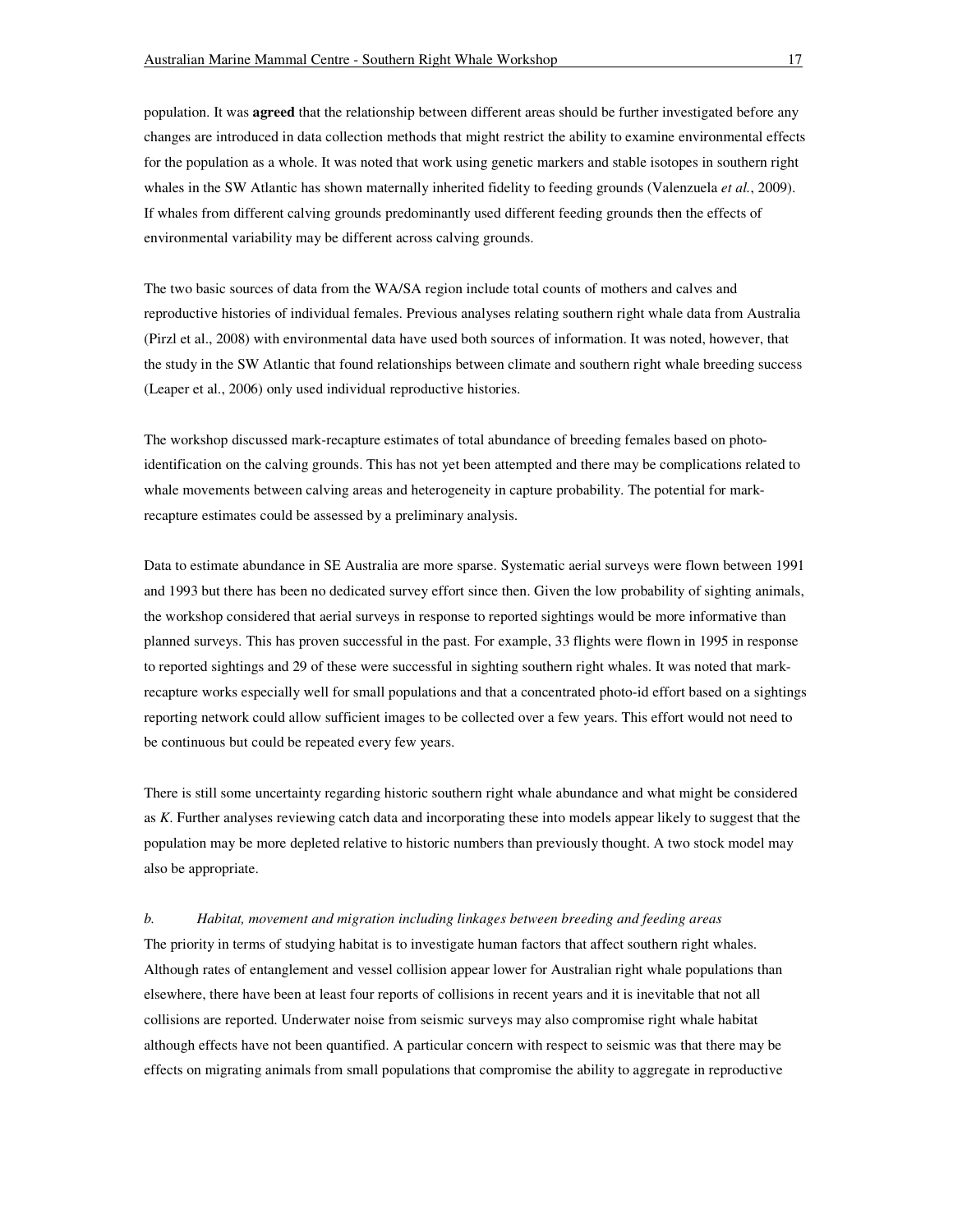population. It was **agreed** that the relationship between different areas should be further investigated before any changes are introduced in data collection methods that might restrict the ability to examine environmental effects for the population as a whole. It was noted that work using genetic markers and stable isotopes in southern right whales in the SW Atlantic has shown maternally inherited fidelity to feeding grounds (Valenzuela *et al.*, 2009). If whales from different calving grounds predominantly used different feeding grounds then the effects of environmental variability may be different across calving grounds.

The two basic sources of data from the WA/SA region include total counts of mothers and calves and reproductive histories of individual females. Previous analyses relating southern right whale data from Australia (Pirzl et al., 2008) with environmental data have used both sources of information. It was noted, however, that the study in the SW Atlantic that found relationships between climate and southern right whale breeding success (Leaper et al., 2006) only used individual reproductive histories.

The workshop discussed mark-recapture estimates of total abundance of breeding females based on photo-identification on the calving grounds. This has not yet been attempted and there may be complications related to whale movements between calving areas and heterogeneity in capture probability. The potential for mark-recapture estimates could be assessed by a preliminary analysis.

Data to estimate abundance in SE Australia are more sparse. Systematic aerial surveys were flown between 1991 and 1993 but there has been no dedicated survey effort since then. Given the low probability of sighting animals, the workshop considered that aerial surveys in response to reported sightings would be more informative than planned surveys. This has proven successful in the past. For example, 33 flights were flown in 1995 in response to reported sightings and 29 of these were successful in sighting southern right whales. It was noted that mark-recapture works especially well for small populations and that a concentrated photo-id effort based on a sightings reporting network could allow sufficient images to be collected over a few years. This effort would not need to be continuous but could be repeated every few years.

There is still some uncertainty regarding historic southern right whale abundance and what might be considered as $K$. Further analyses reviewing catch data and incorporating these into models appear likely to suggest that the population may be more depleted relative to historic numbers than previously thought. A two stock model may also be appropriate.

*b. Habitat, movement and migration including linkages between breeding and feeding areas*

The priority in terms of studying habitat is to investigate human factors that affect southern right whales. Although rates of entanglement and vessel collision appear lower for Australian right whale populations than elsewhere, there have been at least four reports of collisions in recent years and it is inevitable that not all collisions are reported. Underwater noise from seismic surveys may also compromise right whale habitat although effects have not been quantified. A particular concern with respect to seismic was that there may be effects on migrating animals from small populations that compromise the ability to aggregate in reproductive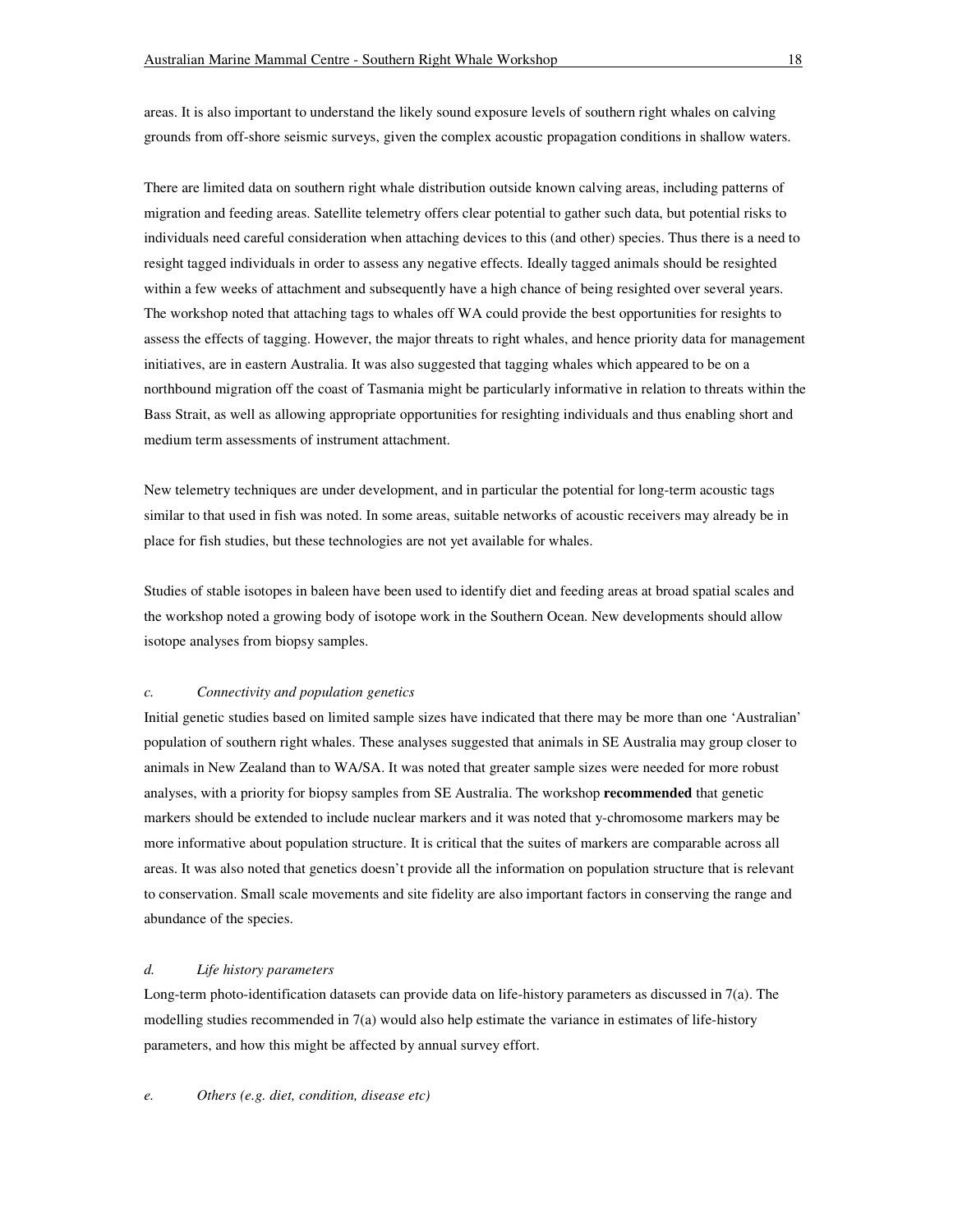areas. It is also important to understand the likely sound exposure levels of southern right whales on calving grounds from off-shore seismic surveys, given the complex acoustic propagation conditions in shallow waters.

There are limited data on southern right whale distribution outside known calving areas, including patterns of migration and feeding areas. Satellite telemetry offers clear potential to gather such data, but potential risks to individuals need careful consideration when attaching devices to this (and other) species. Thus there is a need to resight tagged individuals in order to assess any negative effects. Ideally tagged animals should be resighted within a few weeks of attachment and subsequently have a high chance of being resighted over several years. The workshop noted that attaching tags to whales off WA could provide the best opportunities for resights to assess the effects of tagging. However, the major threats to right whales, and hence priority data for management initiatives, are in eastern Australia. It was also suggested that tagging whales which appeared to be on a northbound migration off the coast of Tasmania might be particularly informative in relation to threats within the Bass Strait, as well as allowing appropriate opportunities for resighting individuals and thus enabling short and medium term assessments of instrument attachment.

New telemetry techniques are under development, and in particular the potential for long-term acoustic tags similar to that used in fish was noted. In some areas, suitable networks of acoustic receivers may already be in place for fish studies, but these technologies are not yet available for whales.

Studies of stable isotopes in baleen have been used to identify diet and feeding areas at broad spatial scales and the workshop noted a growing body of isotope work in the Southern Ocean. New developments should allow isotope analyses from biopsy samples.

*c. Connectivity and population genetics*

Initial genetic studies based on limited sample sizes have indicated that there may be more than one 'Australian' population of southern right whales. These analyses suggested that animals in SE Australia may group closer to animals in New Zealand than to WA/SA. It was noted that greater sample sizes were needed for more robust analyses, with a priority for biopsy samples from SE Australia. The workshop **recommended** that genetic markers should be extended to include nuclear markers and it was noted that y-chromosome markers may be more informative about population structure. It is critical that the suites of markers are comparable across all areas. It was also noted that genetics doesn't provide all the information on population structure that is relevant to conservation. Small scale movements and site fidelity are also important factors in conserving the range and abundance of the species.

*d. Life history parameters*

Long-term photo-identification datasets can provide data on life-history parameters as discussed in 7(a). The modelling studies recommended in 7(a) would also help estimate the variance in estimates of life-history parameters, and how this might be affected by annual survey effort.

*e. Others (e.g. diet, condition, disease etc)*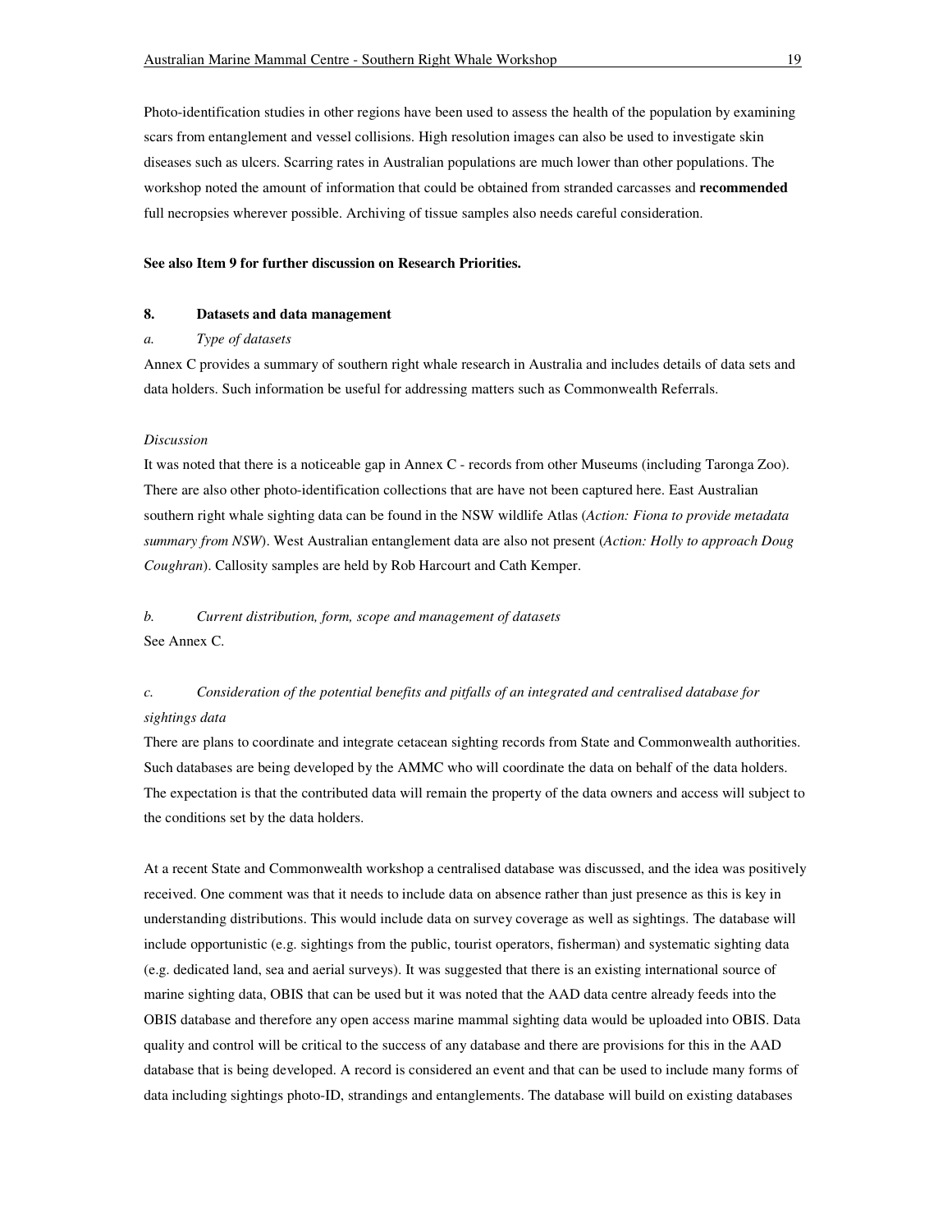Photo-identification studies in other regions have been used to assess the health of the population by examining scars from entanglement and vessel collisions. High resolution images can also be used to investigate skin diseases such as ulcers. Scarring rates in Australian populations are much lower than other populations. The workshop noted the amount of information that could be obtained from stranded carcasses and **recommended** full necropsies wherever possible. Archiving of tissue samples also needs careful consideration.

**See also Item 9 for further discussion on Research Priorities.**

## 8. Datasets and data management

### *a. Type of datasets*

Annex C provides a summary of southern right whale research in Australia and includes details of data sets and data holders. Such information be useful for addressing matters such as Commonwealth Referrals.

*Discussion*

It was noted that there is a noticeable gap in Annex C - records from other Museums (including Taronga Zoo). There are also other photo-identification collections that are have not been captured here. East Australian southern right whale sighting data can be found in the NSW wildlife Atlas (*Action: Fiona to provide metadata summary from NSW*). West Australian entanglement data are also not present (*Action: Holly to approach Doug Coughran*). Callosity samples are held by Rob Harcourt and Cath Kemper.

### *b. Current distribution, form, scope and management of datasets*

See Annex C.

### *c. Consideration of the potential benefits and pitfalls of an integrated and centralised database for sightings data*

There are plans to coordinate and integrate cetacean sighting records from State and Commonwealth authorities. Such databases are being developed by the AMMC who will coordinate the data on behalf of the data holders. The expectation is that the contributed data will remain the property of the data owners and access will subject to the conditions set by the data holders.

At a recent State and Commonwealth workshop a centralised database was discussed, and the idea was positively received. One comment was that it needs to include data on absence rather than just presence as this is key in understanding distributions. This would include data on survey coverage as well as sightings. The database will include opportunistic (e.g. sightings from the public, tourist operators, fisherman) and systematic sighting data (e.g. dedicated land, sea and aerial surveys). It was suggested that there is an existing international source of marine sighting data, OBIS that can be used but it was noted that the AAD data centre already feeds into the OBIS database and therefore any open access marine mammal sighting data would be uploaded into OBIS. Data quality and control will be critical to the success of any database and there are provisions for this in the AAD database that is being developed. A record is considered an event and that can be used to include many forms of data including sightings photo-ID, strandings and entanglements. The database will build on existing databases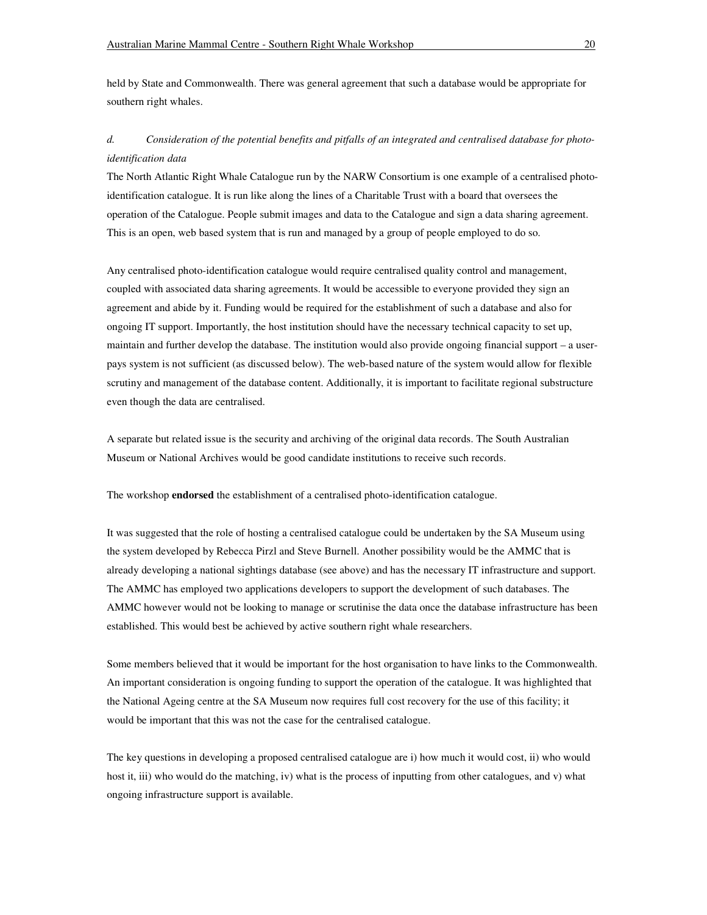held by State and Commonwealth. There was general agreement that such a database would be appropriate for southern right whales.

*d. Consideration of the potential benefits and pitfalls of an integrated and centralised database for photo-identification data*

The North Atlantic Right Whale Catalogue run by the NARW Consortium is one example of a centralised photo-identification catalogue. It is run like along the lines of a Charitable Trust with a board that oversees the operation of the Catalogue. People submit images and data to the Catalogue and sign a data sharing agreement. This is an open, web based system that is run and managed by a group of people employed to do so.

Any centralised photo-identification catalogue would require centralised quality control and management, coupled with associated data sharing agreements. It would be accessible to everyone provided they sign an agreement and abide by it. Funding would be required for the establishment of such a database and also for ongoing IT support. Importantly, the host institution should have the necessary technical capacity to set up, maintain and further develop the database. The institution would also provide ongoing financial support – a user-pays system is not sufficient (as discussed below). The web-based nature of the system would allow for flexible scrutiny and management of the database content. Additionally, it is important to facilitate regional substructure even though the data are centralised.

A separate but related issue is the security and archiving of the original data records. The South Australian Museum or National Archives would be good candidate institutions to receive such records.

The workshop **endorsed** the establishment of a centralised photo-identification catalogue.

It was suggested that the role of hosting a centralised catalogue could be undertaken by the SA Museum using the system developed by Rebecca Pirzl and Steve Burnell. Another possibility would be the AMMC that is already developing a national sightings database (see above) and has the necessary IT infrastructure and support. The AMMC has employed two applications developers to support the development of such databases. The AMMC however would not be looking to manage or scrutinise the data once the database infrastructure has been established. This would best be achieved by active southern right whale researchers.

Some members believed that it would be important for the host organisation to have links to the Commonwealth. An important consideration is ongoing funding to support the operation of the catalogue. It was highlighted that the National Ageing centre at the SA Museum now requires full cost recovery for the use of this facility; it would be important that this was not the case for the centralised catalogue.

The key questions in developing a proposed centralised catalogue are i) how much it would cost, ii) who would host it, iii) who would do the matching, iv) what is the process of inputting from other catalogues, and v) what ongoing infrastructure support is available.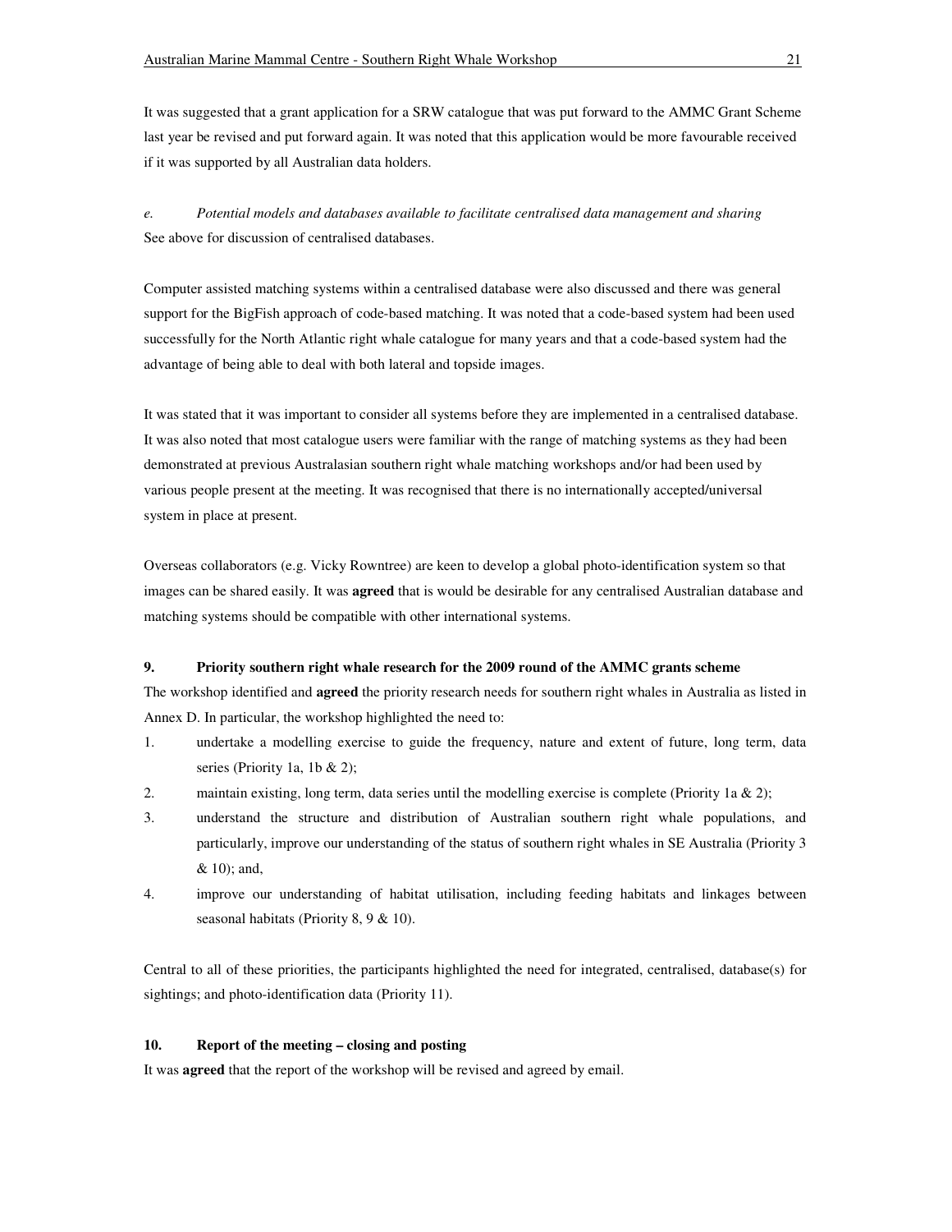It was suggested that a grant application for a SRW catalogue that was put forward to the AMMC Grant Scheme last year be revised and put forward again. It was noted that this application would be more favourable received if it was supported by all Australian data holders.

*e. Potential models and databases available to facilitate centralised data management and sharing*

See above for discussion of centralised databases.

Computer assisted matching systems within a centralised database were also discussed and there was general support for the BigFish approach of code-based matching. It was noted that a code-based system had been used successfully for the North Atlantic right whale catalogue for many years and that a code-based system had the advantage of being able to deal with both lateral and topside images.

It was stated that it was important to consider all systems before they are implemented in a centralised database. It was also noted that most catalogue users were familiar with the range of matching systems as they had been demonstrated at previous Australasian southern right whale matching workshops and/or had been used by various people present at the meeting. It was recognised that there is no internationally accepted/universal system in place at present.

Overseas collaborators (e.g. Vicky Rowntree) are keen to develop a global photo-identification system so that images can be shared easily. It was **agreed** that is would be desirable for any centralised Australian database and matching systems should be compatible with other international systems.

### 9. Priority southern right whale research for the 2009 round of the AMMC grants scheme

The workshop identified and **agreed** the priority research needs for southern right whales in Australia as listed in Annex D. In particular, the workshop highlighted the need to:

1. undertake a modelling exercise to guide the frequency, nature and extent of future, long term, data series (Priority 1a, 1b & 2);
2. maintain existing, long term, data series until the modelling exercise is complete (Priority 1a & 2);
3. understand the structure and distribution of Australian southern right whale populations, and particularly, improve our understanding of the status of southern right whales in SE Australia (Priority 3 & 10); and,
4. improve our understanding of habitat utilisation, including feeding habitats and linkages between seasonal habitats (Priority 8, 9 & 10).

Central to all of these priorities, the participants highlighted the need for integrated, centralised, database(s) for sightings; and photo-identification data (Priority 11).

### 10. Report of the meeting – closing and posting

It was **agreed** that the report of the workshop will be revised and agreed by email.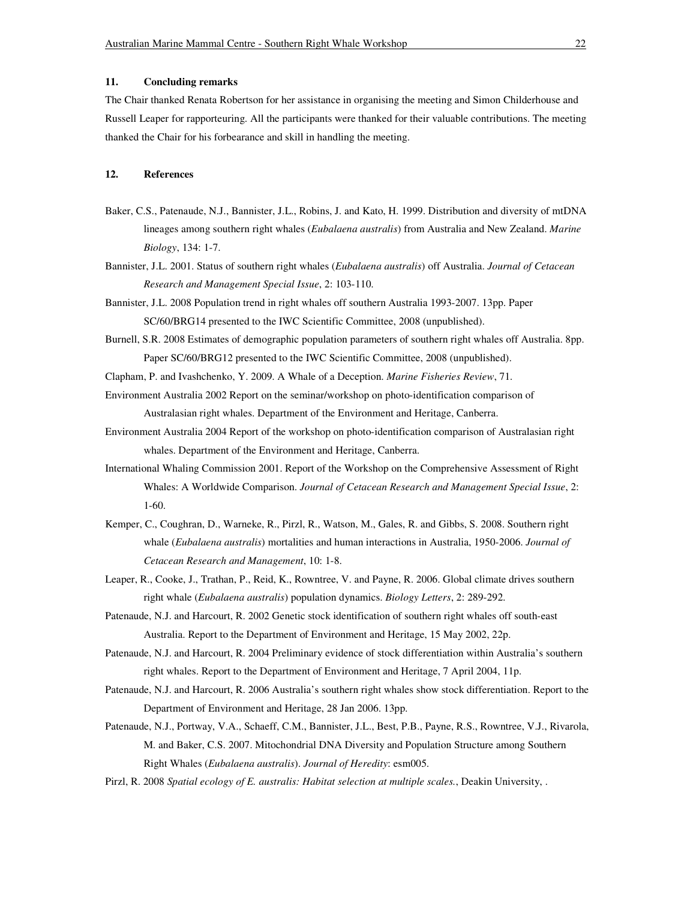## 11. Concluding remarks

The Chair thanked Renata Robertson for her assistance in organising the meeting and Simon Childerhouse and Russell Leaper for rapporteuring. All the participants were thanked for their valuable contributions. The meeting thanked the Chair for his forbearance and skill in handling the meeting.

## 12. References

Baker, C.S., Patenaude, N.J., Bannister, J.L., Robins, J. and Kato, H. 1999. Distribution and diversity of mtDNA lineages among southern right whales (*Eubalaena australis*) from Australia and New Zealand. *Marine Biology*, 134: 1-7.

Bannister, J.L. 2001. Status of southern right whales (*Eubalaena australis*) off Australia. *Journal of Cetacean Research and Management Special Issue*, 2: 103-110.

Bannister, J.L. 2008 Population trend in right whales off southern Australia 1993-2007. 13pp. Paper SC/60/BRG14 presented to the IWC Scientific Committee, 2008 (unpublished).

Burnell, S.R. 2008 Estimates of demographic population parameters of southern right whales off Australia. 8pp. Paper SC/60/BRG12 presented to the IWC Scientific Committee, 2008 (unpublished).

Clapham, P. and Ivashchenko, Y. 2009. A Whale of a Deception. *Marine Fisheries Review*, 71.

Environment Australia 2002 Report on the seminar/workshop on photo-identification comparison of Australasian right whales. Department of the Environment and Heritage, Canberra.

Environment Australia 2004 Report of the workshop on photo-identification comparison of Australasian right whales. Department of the Environment and Heritage, Canberra.

International Whaling Commission 2001. Report of the Workshop on the Comprehensive Assessment of Right Whales: A Worldwide Comparison. *Journal of Cetacean Research and Management Special Issue*, 2: 1-60.

Kemper, C., Coughran, D., Warneke, R., Pirzl, R., Watson, M., Gales, R. and Gibbs, S. 2008. Southern right whale (*Eubalaena australis*) mortalities and human interactions in Australia, 1950-2006. *Journal of Cetacean Research and Management*, 10: 1-8.

Leaper, R., Cooke, J., Trathan, P., Reid, K., Rowntree, V. and Payne, R. 2006. Global climate drives southern right whale (*Eubalaena australis*) population dynamics. *Biology Letters*, 2: 289-292.

Patenaude, N.J. and Harcourt, R. 2002 Genetic stock identification of southern right whales off south-east Australia. Report to the Department of Environment and Heritage, 15 May 2002, 22p.

Patenaude, N.J. and Harcourt, R. 2004 Preliminary evidence of stock differentiation within Australia's southern right whales. Report to the Department of Environment and Heritage, 7 April 2004, 11p.

Patenaude, N.J. and Harcourt, R. 2006 Australia's southern right whales show stock differentiation. Report to the Department of Environment and Heritage, 28 Jan 2006. 13pp.

Patenaude, N.J., Portway, V.A., Schaeff, C.M., Bannister, J.L., Best, P.B., Payne, R.S., Rowntree, V.J., Rivarola, M. and Baker, C.S. 2007. Mitochondrial DNA Diversity and Population Structure among Southern Right Whales (*Eubalaena australis*). *Journal of Heredity*: esm005.

Pirzl, R. 2008 *Spatial ecology of E. australis: Habitat selection at multiple scales.*, Deakin University, .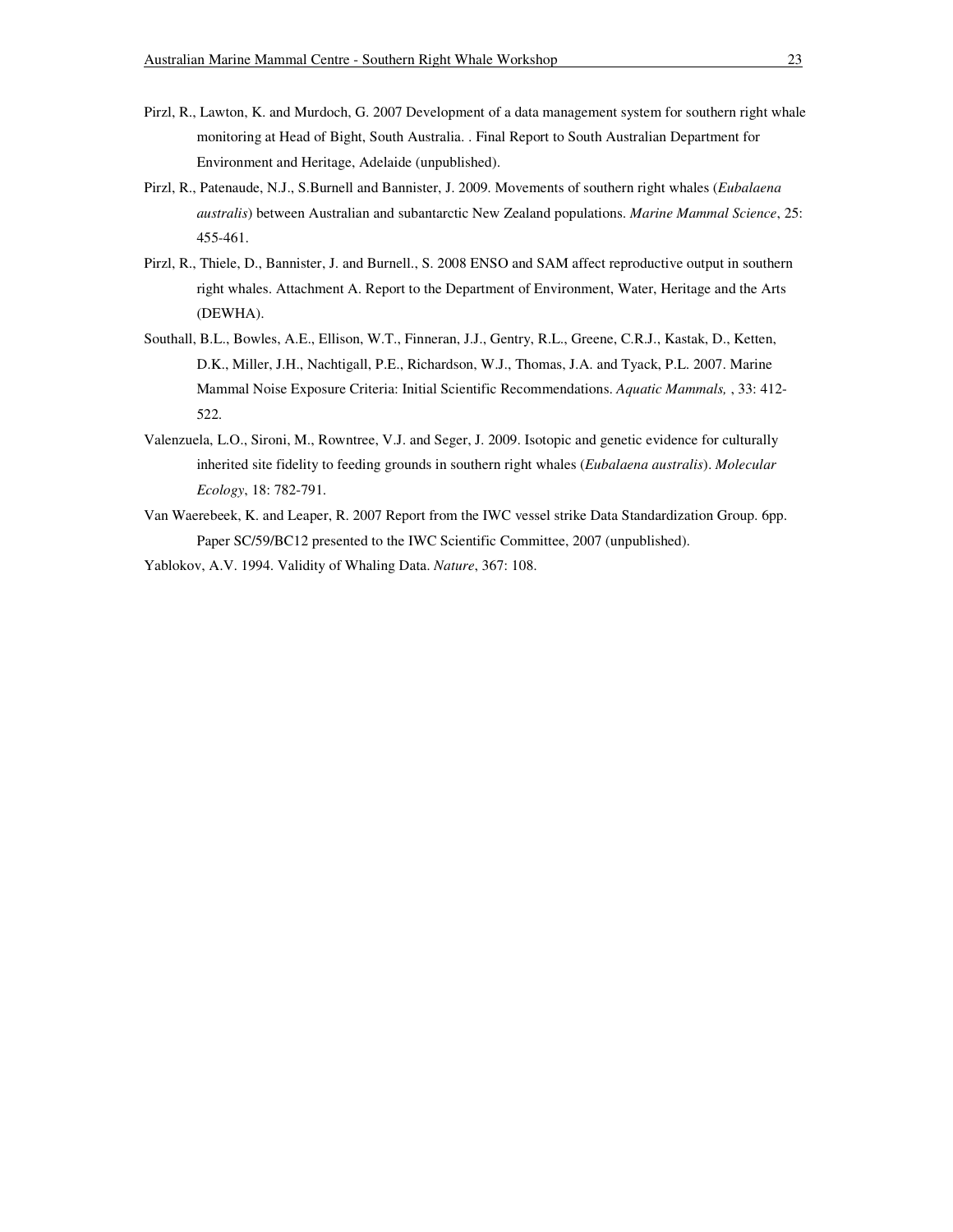Pirzl, R., Lawton, K. and Murdoch, G. 2007 Development of a data management system for southern right whale monitoring at Head of Bight, South Australia. . Final Report to South Australian Department for Environment and Heritage, Adelaide (unpublished).

Pirzl, R., Patenaude, N.J., S.Burnell and Bannister, J. 2009. Movements of southern right whales (*Eubalaena australis*) between Australian and subantarctic New Zealand populations. *Marine Mammal Science*, 25: 455-461.

Pirzl, R., Thiele, D., Bannister, J. and Burnell., S. 2008 ENSO and SAM affect reproductive output in southern right whales. Attachment A. Report to the Department of Environment, Water, Heritage and the Arts (DEWHA).

Southall, B.L., Bowles, A.E., Ellison, W.T., Finneran, J.J., Gentry, R.L., Greene, C.R.J., Kastak, D., Ketten, D.K., Miller, J.H., Nachtigall, P.E., Richardson, W.J., Thomas, J.A. and Tyack, P.L. 2007. Marine Mammal Noise Exposure Criteria: Initial Scientific Recommendations. *Aquatic Mammals,* , 33: 412-522.

Valenzuela, L.O., Sironi, M., Rowntree, V.J. and Seger, J. 2009. Isotopic and genetic evidence for culturally inherited site fidelity to feeding grounds in southern right whales (*Eubalaena australis*). *Molecular Ecology*, 18: 782-791.

Van Waerebeek, K. and Leaper, R. 2007 Report from the IWC vessel strike Data Standardization Group. 6pp. Paper SC/59/BC12 presented to the IWC Scientific Committee, 2007 (unpublished).

Yablokov, A.V. 1994. Validity of Whaling Data. *Nature*, 367: 108.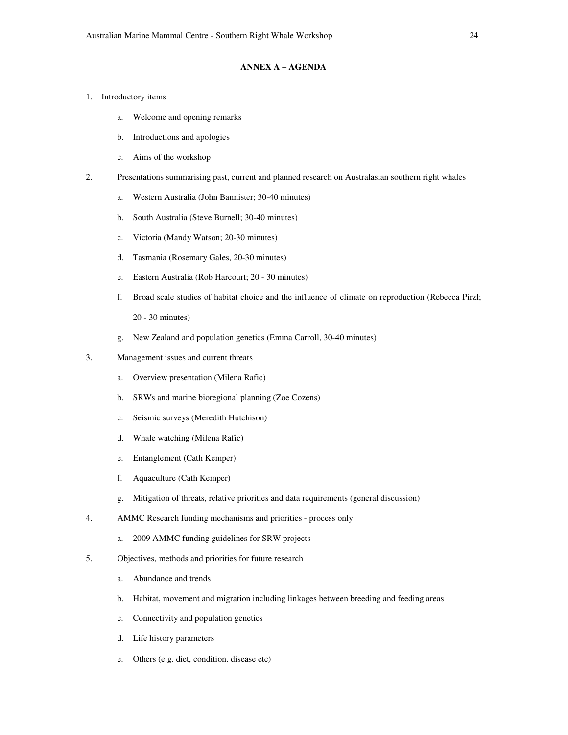## ANNEX A – AGENDA

1. Introductory items
    - a. Welcome and opening remarks
    - b. Introductions and apologies
    - c. Aims of the workshop
2. Presentations summarising past, current and planned research on Australasian southern right whales
    - a. Western Australia (John Bannister; 30-40 minutes)
    - b. South Australia (Steve Burnell; 30-40 minutes)
    - c. Victoria (Mandy Watson; 20-30 minutes)
    - d. Tasmania (Rosemary Gales, 20-30 minutes)
    - e. Eastern Australia (Rob Harcourt; 20 - 30 minutes)
    - f. Broad scale studies of habitat choice and the influence of climate on reproduction (Rebecca Pirzl; 20 - 30 minutes)
    - g. New Zealand and population genetics (Emma Carroll, 30-40 minutes)
3. Management issues and current threats
    - a. Overview presentation (Milena Rafic)
    - b. SRWs and marine bioregional planning (Zoe Cozens)
    - c. Seismic surveys (Meredith Hutchison)
    - d. Whale watching (Milena Rafic)
    - e. Entanglement (Cath Kemper)
    - f. Aquaculture (Cath Kemper)
    - g. Mitigation of threats, relative priorities and data requirements (general discussion)
4. AMMC Research funding mechanisms and priorities - process only
    - a. 2009 AMMC funding guidelines for SRW projects
5. Objectives, methods and priorities for future research
    - a. Abundance and trends
    - b. Habitat, movement and migration including linkages between breeding and feeding areas
    - c. Connectivity and population genetics
    - d. Life history parameters
    - e. Others (e.g. diet, condition, disease etc)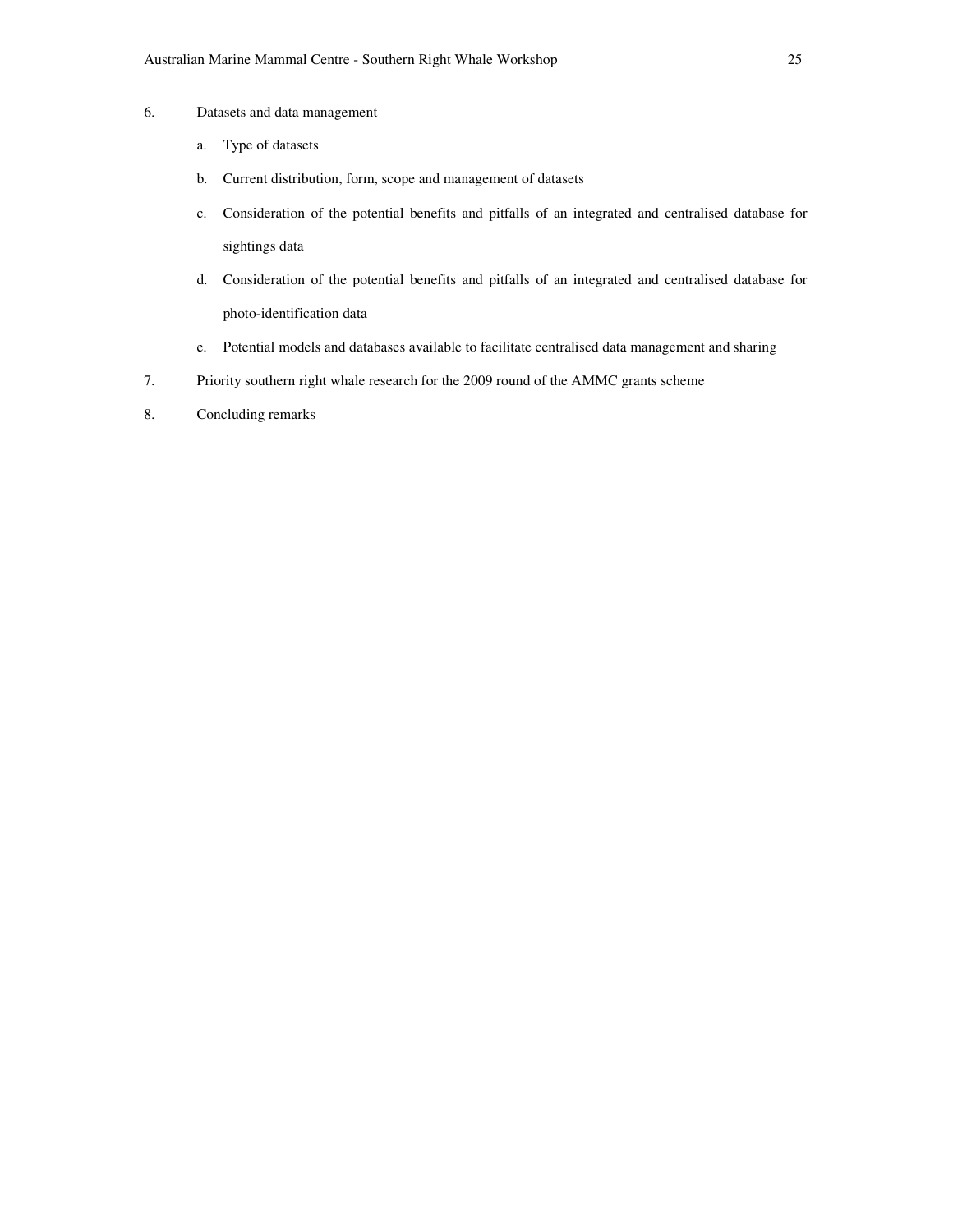6. Datasets and data management

    a. Type of datasets

    b. Current distribution, form, scope and management of datasets

    c. Consideration of the potential benefits and pitfalls of an integrated and centralised database for sightings data

    d. Consideration of the potential benefits and pitfalls of an integrated and centralised database for photo-identification data

    e. Potential models and databases available to facilitate centralised data management and sharing

7. Priority southern right whale research for the 2009 round of the AMMC grants scheme

8. Concluding remarks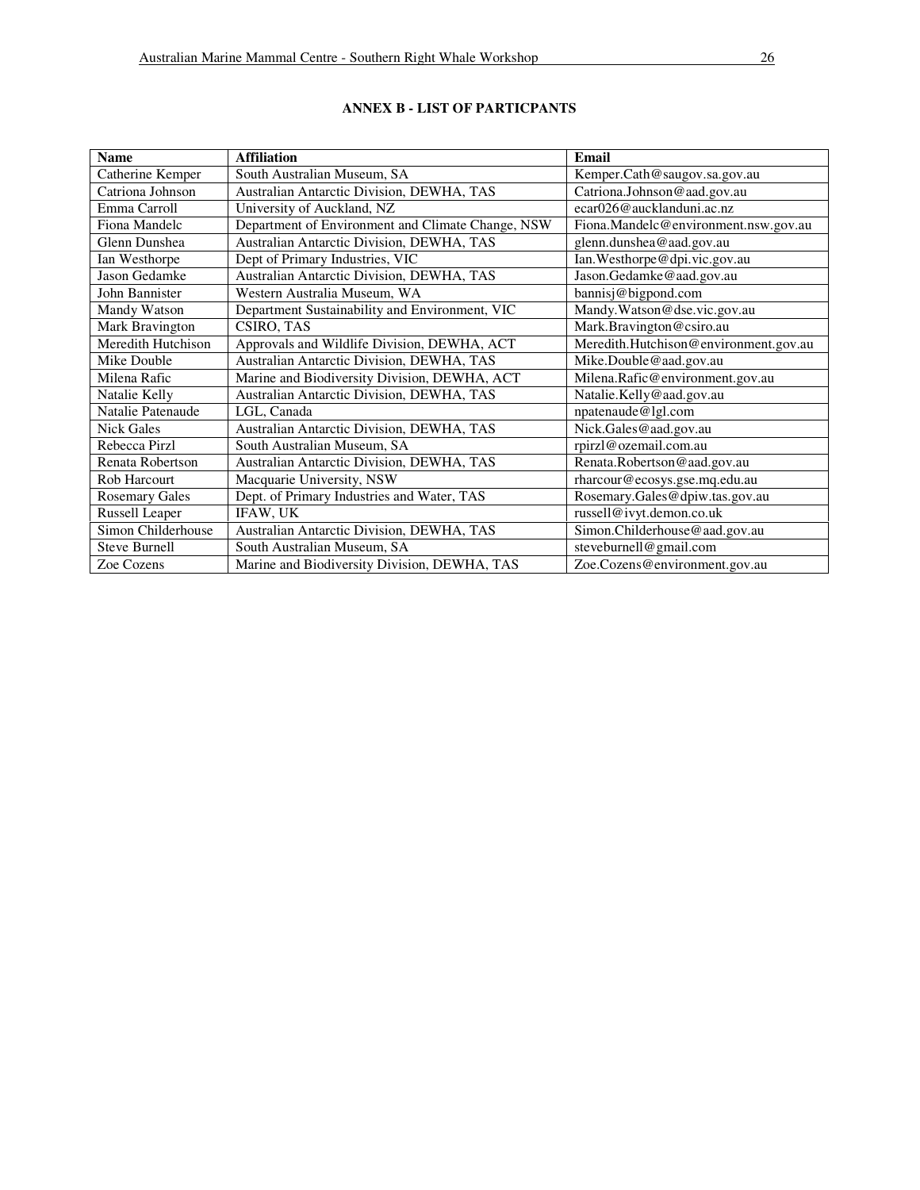## ANNEX B - LIST OF PARTICPANTS

| Name | Affiliation | Email |
|---|---|---|
| Catherine Kemper | South Australian Museum, SA | Kemper.Cath@saugov.sa.gov.au |
| Catriona Johnson | Australian Antarctic Division, DEWHA, TAS | Catriona.Johnson@aad.gov.au |
| Emma Carroll | University of Auckland, NZ | ecar026@aucklanduni.ac.nz |
| Fiona Mandelc | Department of Environment and Climate Change, NSW | Fiona.Mandelc@environment.nsw.gov.au |
| Glenn Dunshea | Australian Antarctic Division, DEWHA, TAS | glenn.dunshea@aad.gov.au |
| Ian Westhorpe | Dept of Primary Industries, VIC | Ian.Westhorpe@dpi.vic.gov.au |
| Jason Gedamke | Australian Antarctic Division, DEWHA, TAS | Jason.Gedamke@aad.gov.au |
| John Bannister | Western Australia Museum, WA | bannisj@bigpond.com |
| Mandy Watson | Department Sustainability and Environment, VIC | Mandy.Watson@dse.vic.gov.au |
| Mark Bravington | CSIRO, TAS | Mark.Bravington@csiro.au |
| Meredith Hutchison | Approvals and Wildlife Division, DEWHA, ACT | Meredith.Hutchison@environment.gov.au |
| Mike Double | Australian Antarctic Division, DEWHA, TAS | Mike.Double@aad.gov.au |
| Milena Rafic | Marine and Biodiversity Division, DEWHA, ACT | Milena.Rafic@environment.gov.au |
| Natalie Kelly | Australian Antarctic Division, DEWHA, TAS | Natalie.Kelly@aad.gov.au |
| Natalie Patenaude | LGL, Canada | npatenaude@lgl.com |
| Nick Gales | Australian Antarctic Division, DEWHA, TAS | Nick.Gales@aad.gov.au |
| Rebecca Pirzl | South Australian Museum, SA | rpirzl@ozemail.com.au |
| Renata Robertson | Australian Antarctic Division, DEWHA, TAS | Renata.Robertson@aad.gov.au |
| Rob Harcourt | Macquarie University, NSW | rharcour@ecosys.gse.mq.edu.au |
| Rosemary Gales | Dept. of Primary Industries and Water, TAS | Rosemary.Gales@dpiw.tas.gov.au |
| Russell Leaper | IFAW, UK | russell@ivyt.demon.co.uk |
| Simon Childerhouse | Australian Antarctic Division, DEWHA, TAS | Simon.Childerhouse@aad.gov.au |
| Steve Burnell | South Australian Museum, SA | steveburnell@gmail.com |
| Zoe Cozens | Marine and Biodiversity Division, DEWHA, TAS | Zoe.Cozens@environment.gov.au |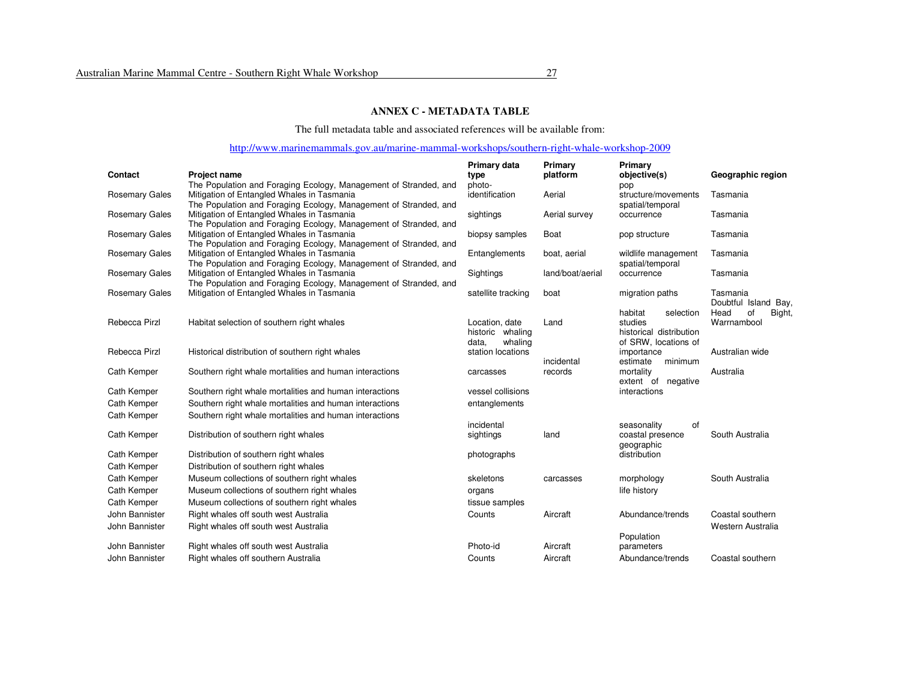## ANNEX C - METADATA TABLE

The full metadata table and associated references will be available from:

http://www.marinemammals.gov.au/marine-mammal-workshops/southern-right-whale-workshop-2009

| Contact | Project name | Primary data type | Primary platform | Primary objective(s) | Geographic region |
|---|---|---|---|---|---|
| Rosemary Gales | The Population and Foraging Ecology, Management of Stranded, and Mitigation of Entangled Whales in Tasmania | photo-identification | Aerial | pop structure/movements | Tasmania |
| Rosemary Gales | The Population and Foraging Ecology, Management of Stranded, and Mitigation of Entangled Whales in Tasmania | sightings | Aerial survey | spatial/temporal occurrence | Tasmania |
| Rosemary Gales | The Population and Foraging Ecology, Management of Stranded, and Mitigation of Entangled Whales in Tasmania | biopsy samples | Boat | pop structure | Tasmania |
| Rosemary Gales | The Population and Foraging Ecology, Management of Stranded, and Mitigation of Entangled Whales in Tasmania | Entanglements | boat, aerial | wildlife management | Tasmania |
| Rosemary Gales | The Population and Foraging Ecology, Management of Stranded, and Mitigation of Entangled Whales in Tasmania | Sightings | land/boat/aerial | spatial/temporal occurrence | Tasmania |
| Rosemary Gales | The Population and Foraging Ecology, Management of Stranded, and Mitigation of Entangled Whales in Tasmania | satellite tracking | boat | migration paths | Tasmania |
| Rebecca Pirzl | Habitat selection of southern right whales | Location, date | Land | habitat selection studies | Doubtful Island Bay, Head of Bight, Warrnambool |
| Rebecca Pirzl | Historical distribution of southern right whales | historic whaling data, whaling station locations | | historical distribution of SRW, locations of importance | Australian wide |
| Cath Kemper | Southern right whale mortalities and human interactions | carcasses | incidental records | estimate minimum mortality | Australia |
| Cath Kemper | Southern right whale mortalities and human interactions | vessel collisions | | extent of negative interactions | |
| Cath Kemper | Southern right whale mortalities and human interactions | entanglements | | | |
| Cath Kemper | Southern right whale mortalities and human interactions | | | | |
| Cath Kemper | Distribution of southern right whales | incidental sightings | land | seasonality of coastal presence | South Australia |
| Cath Kemper | Distribution of southern right whales | photographs | | geographic distribution | |
| Cath Kemper | Distribution of southern right whales | | | | |
| Cath Kemper | Museum collections of southern right whales | skeletons | carcasses | morphology | South Australia |
| Cath Kemper | Museum collections of southern right whales | organs | | life history | |
| Cath Kemper | Museum collections of southern right whales | tissue samples | | | |
| John Bannister | Right whales off south west Australia | Counts | Aircraft | Abundance/trends | Coastal southern |
| John Bannister | Right whales off south west Australia | | | | Western Australia |
| John Bannister | Right whales off south west Australia | Photo-id | Aircraft | Population parameters | |
| John Bannister | Right whales off southern Australia | Counts | Aircraft | Abundance/trends | Coastal southern |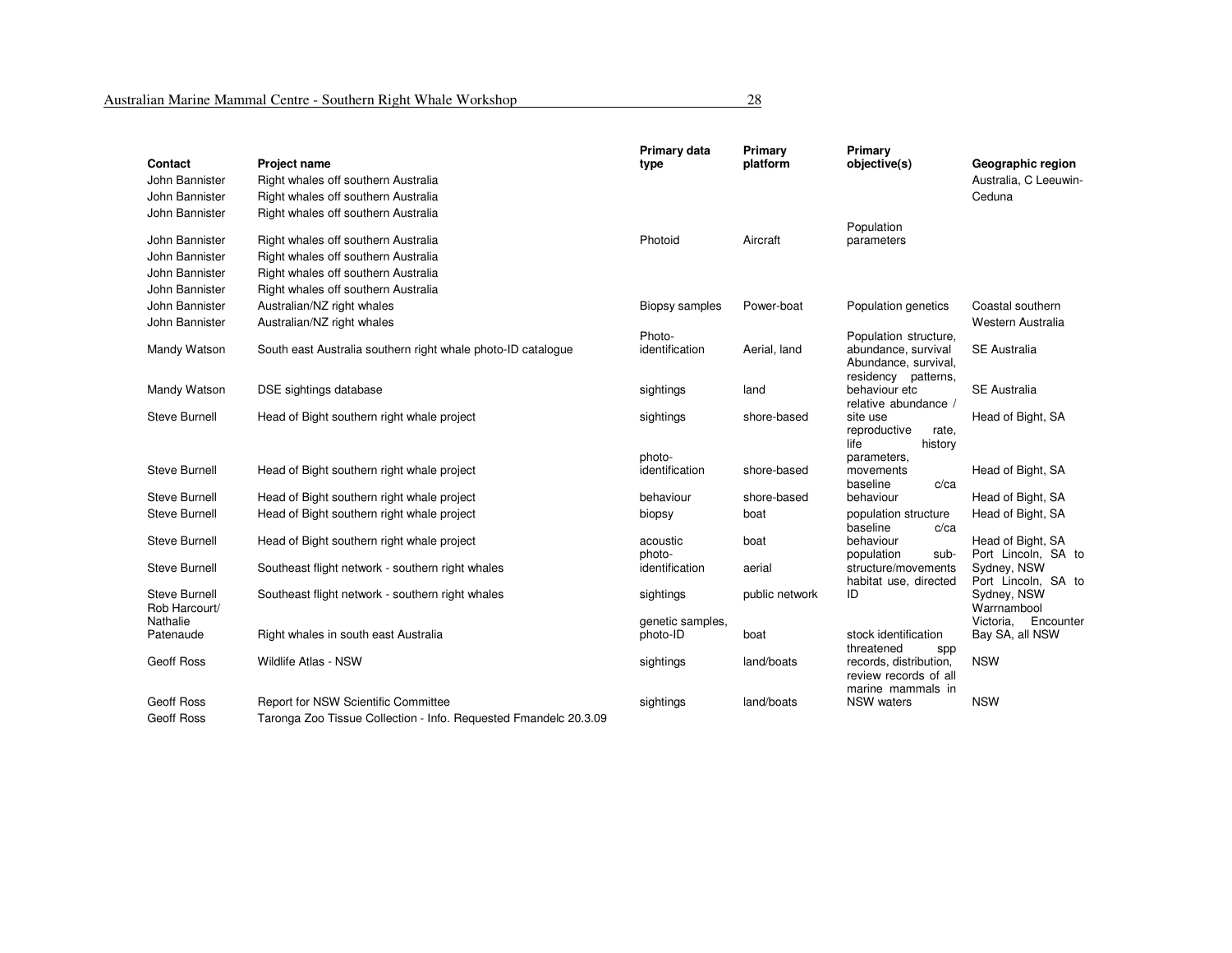| Contact | Project name | Primary data type | Primary platform | Primary objective(s) | Geographic region |
|---|---|---|---|---|---|
| John Bannister | Right whales off southern Australia | | | | Australia, C Leeuwin-Ceduna |
| John Bannister | Right whales off southern Australia | | | | |
| John Bannister | Right whales off southern Australia | | | | |
| John Bannister | Right whales off southern Australia | Photoid | Aircraft | Population parameters | |
| John Bannister | Right whales off southern Australia | | | | |
| John Bannister | Right whales off southern Australia | | | | |
| John Bannister | Right whales off southern Australia | | | | |
| John Bannister | Australian/NZ right whales | Biopsy samples | Power-boat | Population genetics | Coastal southern |
| John Bannister | Australian/NZ right whales | | | | Western Australia |
| Mandy Watson | South east Australia southern right whale photo-ID catalogue | Photo-identification | Aerial, land | Population structure, abundance, survival | SE Australia |
| Mandy Watson | DSE sightings database | sightings | land | Abundance, survival, residency patterns, behaviour etc | SE Australia |
| Steve Burnell | Head of Bight southern right whale project | sightings | shore-based | relative abundance / site use | Head of Bight, SA |
| Steve Burnell | Head of Bight southern right whale project | photo-identification | shore-based | reproductive rate, life history parameters, movements | Head of Bight, SA |
| Steve Burnell | Head of Bight southern right whale project | behaviour | shore-based | baseline c/ca behaviour | Head of Bight, SA |
| Steve Burnell | Head of Bight southern right whale project | biopsy | boat | population structure | Head of Bight, SA |
| Steve Burnell | Head of Bight southern right whale project | acoustic | boat | baseline c/ca behaviour | Head of Bight, SA |
| Steve Burnell | Southeast flight network - southern right whales | photo-identification | aerial | population sub-structure/movements | Port Lincoln, SA to Sydney, NSW |
| Steve Burnell | Southeast flight network - southern right whales | sightings | public network | habitat use, directed ID | Port Lincoln, SA to Sydney, NSW |
| Rob Harcourt/ Nathalie Patenaude | Right whales in south east Australia | genetic samples, photo-ID | boat | stock identification | Warrnambool Victoria, Encounter Bay SA, all NSW |
| Geoff Ross | Wildlife Atlas - NSW | sightings | land/boats | threatened spp records, distribution, | NSW |
| Geoff Ross | Report for NSW Scientific Committee | sightings | land/boats | review records of all marine mammals in NSW waters | NSW |
| Geoff Ross | Taronga Zoo Tissue Collection - Info. Requested Fmandelc 20.3.09 | | | | |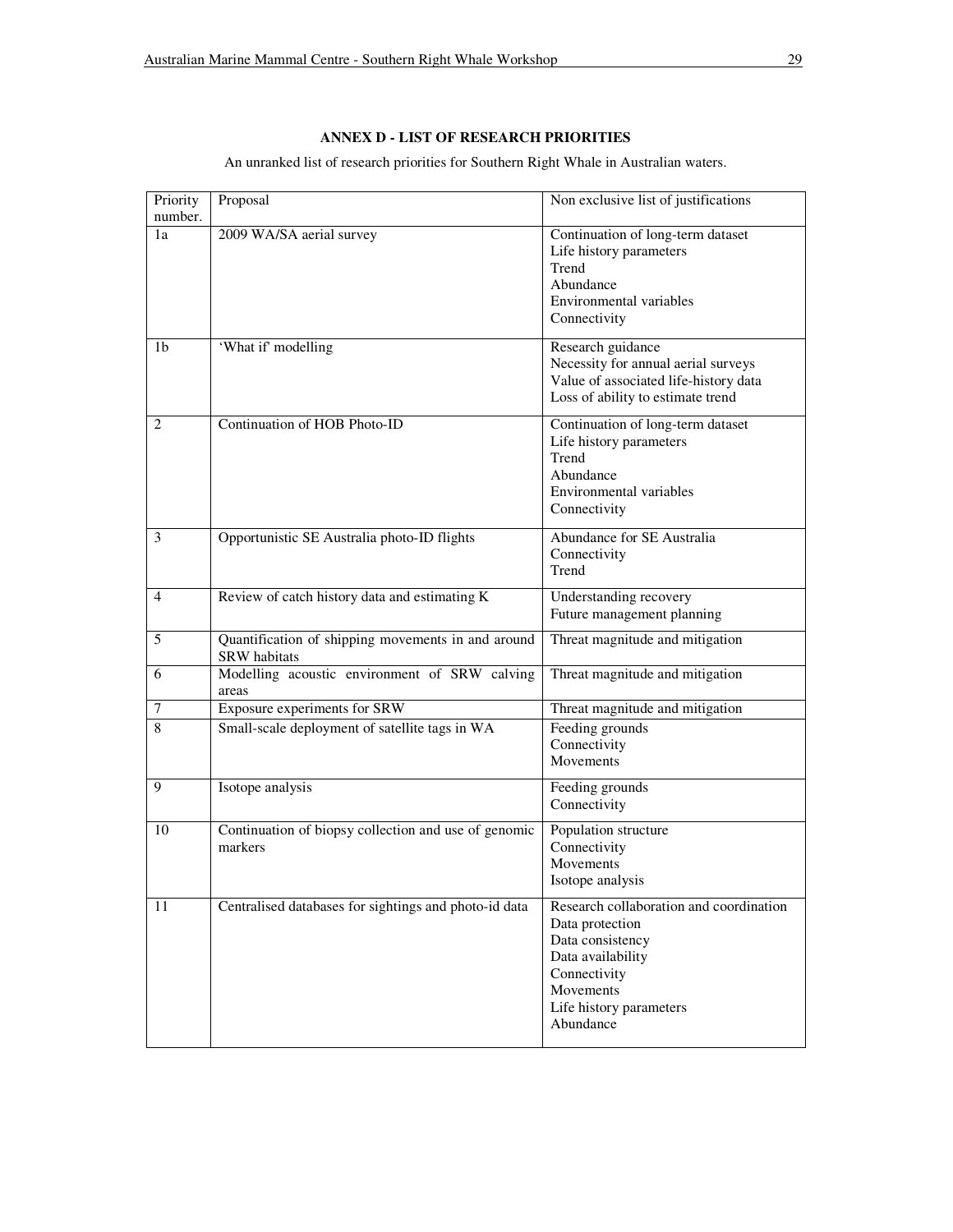## ANNEX D - LIST OF RESEARCH PRIORITIES

An unranked list of research priorities for Southern Right Whale in Australian waters.

| Priority number. | Proposal | Non exclusive list of justifications |
|---|---|---|
| 1a | 2009 WA/SA aerial survey | Continuation of long-term dataset<br>Life history parameters<br>Trend<br>Abundance<br>Environmental variables<br>Connectivity |
| 1b | 'What if' modelling | Research guidance<br>Necessity for annual aerial surveys<br>Value of associated life-history data<br>Loss of ability to estimate trend |
| 2 | Continuation of HOB Photo-ID | Continuation of long-term dataset<br>Life history parameters<br>Trend<br>Abundance<br>Environmental variables<br>Connectivity |
| 3 | Opportunistic SE Australia photo-ID flights | Abundance for SE Australia<br>Connectivity<br>Trend |
| 4 | Review of catch history data and estimating K | Understanding recovery<br>Future management planning |
| 5 | Quantification of shipping movements in and around SRW habitats | Threat magnitude and mitigation |
| 6 | Modelling acoustic environment of SRW calving areas | Threat magnitude and mitigation |
| 7 | Exposure experiments for SRW | Threat magnitude and mitigation |
| 8 | Small-scale deployment of satellite tags in WA | Feeding grounds<br>Connectivity<br>Movements |
| 9 | Isotope analysis | Feeding grounds<br>Connectivity |
| 10 | Continuation of biopsy collection and use of genomic markers | Population structure<br>Connectivity<br>Movements<br>Isotope analysis |
| 11 | Centralised databases for sightings and photo-id data | Research collaboration and coordination<br>Data protection<br>Data consistency<br>Data availability<br>Connectivity<br>Movements<br>Life history parameters<br>Abundance |